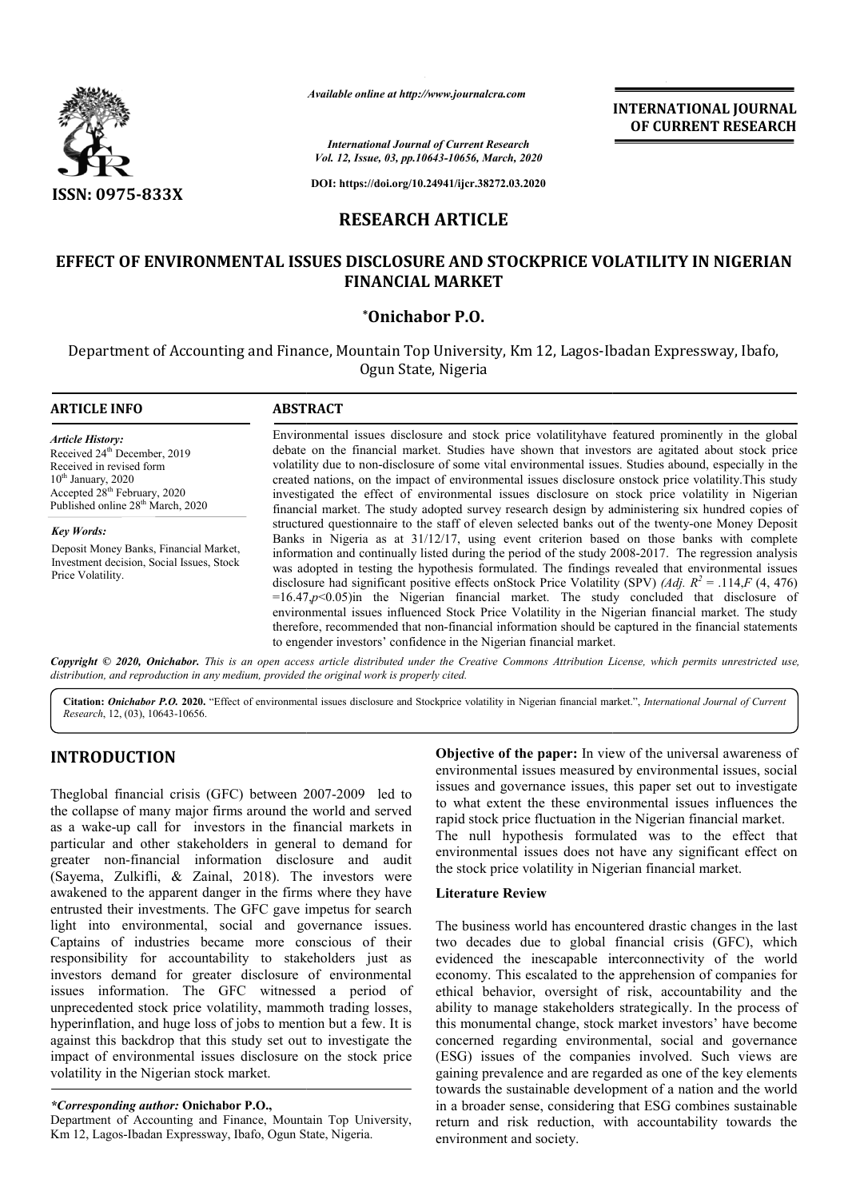# RESEARCH ARTICLE

# EFFECT OF ENVIRONMENTAL ISSUES DISCLOSURE AND STOCKPRICE VOLATILITY IN NIGERIAN FINANCIAL MARKET

**\*Onichabor P.O.**

Department of Accounting and Finance, Mountain Top University, Km 12, Lagos-Ibadan Expressway, Ibafo, Ogun State, Nigeria

## ARTICLE INFO

*Article History:*
Received 24th December, 2019
Received in revised form
10th January, 2020
Accepted 28th February, 2020
Published online 28th March, 2020

*Key Words:*
Deposit Money Banks, Financial Market, Investment decision, Social Issues, Stock Price Volatility.

## ABSTRACT

Environmental issues disclosure and stock price volatilityhave featured prominently in the global debate on the financial market. Studies have shown that investors are agitated about stock price volatility due to non-disclosure of some vital environmental issues. Studies abound, especially in the created nations, on the impact of environmental issues disclosure onstock price volatility.This study investigated the effect of environmental issues disclosure on stock price volatility in Nigerian financial market. The study adopted survey research design by administering six hundred copies of structured questionnaire to the staff of eleven selected banks out of the twenty-one Money Deposit Banks in Nigeria as at 31/12/17, using event criterion based on those banks with complete information and continually listed during the period of the study 2008-2017. The regression analysis was adopted in testing the hypothesis formulated. The findings revealed that environmental issues disclosure had significant positive effects onStock Price Volatility (SPV) (*Adj.* $R^2$ = .114,*F* (4, 476) =16.47,*p*<0.05)in the Nigerian financial market. The study concluded that disclosure of environmental issues influenced Stock Price Volatility in the Nigerian financial market. The study therefore, recommended that non-financial information should be captured in the financial statements to engender investors' confidence in the Nigerian financial market.

*Copyright © 2020, Onichabor. This is an open access article distributed under the Creative Commons Attribution License, which permits unrestricted use, distribution, and reproduction in any medium, provided the original work is properly cited.*

**Citation:** *Onichabor P.O.* **2020.** "Effect of environmental issues disclosure and Stockprice volatility in Nigerian financial market.", *International Journal of Current Research*, 12, (03), 10643-10656.

# INTRODUCTION

Theglobal financial crisis (GFC) between 2007-2009 led to the collapse of many major firms around the world and served as a wake-up call for investors in the financial markets in particular and other stakeholders in general to demand for greater non-financial information disclosure and audit (Sayema, Zulkifli, & Zainal, 2018). The investors were awakened to the apparent danger in the firms where they have entrusted their investments. The GFC gave impetus for search light into environmental, social and governance issues. Captains of industries became more conscious of their responsibility for accountability to stakeholders just as investors demand for greater disclosure of environmental issues information. The GFC witnessed a period of unprecedented stock price volatility, mammoth trading losses, hyperinflation, and huge loss of jobs to mention but a few. It is against this backdrop that this study set out to investigate the impact of environmental issues disclosure on the stock price volatility in the Nigerian stock market.

**Objective of the paper:** In view of the universal awareness of environmental issues measured by environmental issues, social issues and governance issues, this paper set out to investigate to what extent the these environmental issues influences the rapid stock price fluctuation in the Nigerian financial market.
The null hypothesis formulated was to the effect that environmental issues does not have any significant effect on the stock price volatility in Nigerian financial market.

## Literature Review

The business world has encountered drastic changes in the last two decades due to global financial crisis (GFC), which evidenced the inescapable interconnectivity of the world economy. This escalated to the apprehension of companies for ethical behavior, oversight of risk, accountability and the ability to manage stakeholders strategically. In the process of this monumental change, stock market investors' have become concerned regarding environmental, social and governance (ESG) issues of the companies involved. Such views are gaining prevalence and are regarded as one of the key elements towards the sustainable development of a nation and the world in a broader sense, considering that ESG combines sustainable return and risk reduction, with accountability towards the environment and society.

**\*Corresponding author: Onichabor P.O.,**
Department of Accounting and Finance, Mountain Top University, Km 12, Lagos-Ibadan Expressway, Ibafo, Ogun State, Nigeria.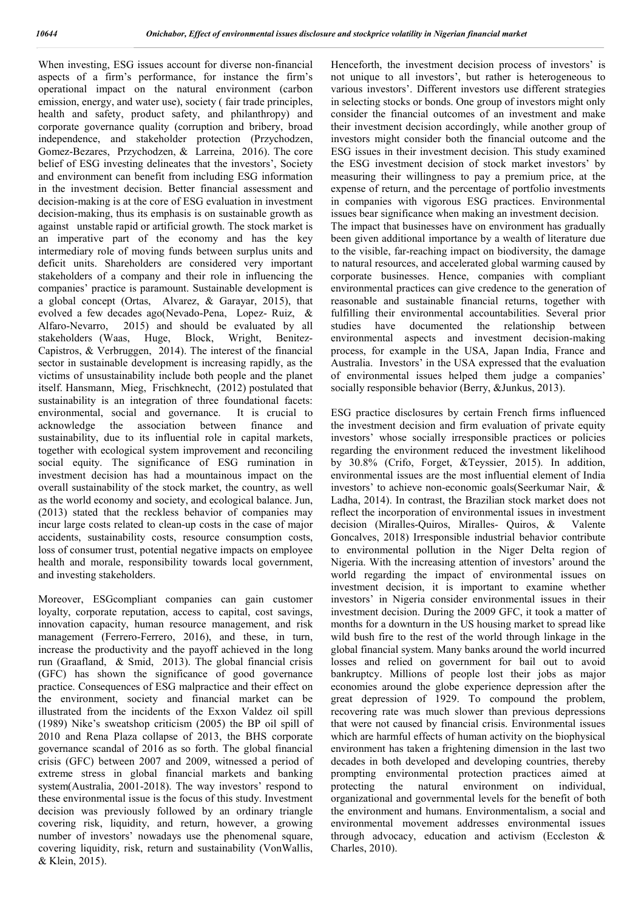When investing, ESG issues account for diverse non-financial aspects of a firm's performance, for instance the firm's operational impact on the natural environment (carbon emission, energy, and water use), society ( fair trade principles, health and safety, product safety, and philanthropy) and corporate governance quality (corruption and bribery, broad independence, and stakeholder protection (Przychodzen, Gomez-Bezares, Przychodzen, & Larreina, 2016). The core belief of ESG investing delineates that the investors', Society and environment can benefit from including ESG information in the investment decision. Better financial assessment and decision-making is at the core of ESG evaluation in investment decision-making, thus its emphasis is on sustainable growth as against unstable rapid or artificial growth. The stock market is an imperative part of the economy and has the key intermediary role of moving funds between surplus units and deficit units. Shareholders are considered very important stakeholders of a company and their role in influencing the companies' practice is paramount. Sustainable development is a global concept (Ortas, Alvarez, & Garayar, 2015), that evolved a few decades ago(Nevado-Pena, Lopez- Ruiz, & Alfaro-Nevarro, 2015) and should be evaluated by all stakeholders (Waas, Huge, Block, Wright, Benitez-Capistros, & Verbruggen, 2014). The interest of the financial sector in sustainable development is increasing rapidly, as the victims of unsustainability include both people and the planet itself. Hansmann, Mieg, Frischknecht, (2012) postulated that sustainability is an integration of three foundational facets: environmental, social and governance. It is crucial to acknowledge the association between finance and sustainability, due to its influential role in capital markets, together with ecological system improvement and reconciling social equity. The significance of ESG rumination in investment decision has had a mountainous impact on the overall sustainability of the stock market, the country, as well as the world economy and society, and ecological balance. Jun, (2013) stated that the reckless behavior of companies may incur large costs related to clean-up costs in the case of major accidents, sustainability costs, resource consumption costs, loss of consumer trust, potential negative impacts on employee health and morale, responsibility towards local government, and investing stakeholders.

Moreover, ESGcompliant companies can gain customer loyalty, corporate reputation, access to capital, cost savings, innovation capacity, human resource management, and risk management (Ferrero-Ferrero, 2016), and these, in turn, increase the productivity and the payoff achieved in the long run (Graafland, & Smid, 2013). The global financial crisis (GFC) has shown the significance of good governance practice. Consequences of ESG malpractice and their effect on the environment, society and financial market can be illustrated from the incidents of the Exxon Valdez oil spill (1989) Nike's sweatshop criticism (2005) the BP oil spill of 2010 and Rena Plaza collapse of 2013, the BHS corporate governance scandal of 2016 as so forth. The global financial crisis (GFC) between 2007 and 2009, witnessed a period of extreme stress in global financial markets and banking system(Australia, 2001-2018). The way investors' respond to these environmental issue is the focus of this study. Investment decision was previously followed by an ordinary triangle covering risk, liquidity, and return, however, a growing number of investors' nowadays use the phenomenal square, covering liquidity, risk, return and sustainability (VonWallis, & Klein, 2015).

Henceforth, the investment decision process of investors' is not unique to all investors', but rather is heterogeneous to various investors'. Different investors use different strategies in selecting stocks or bonds. One group of investors might only consider the financial outcomes of an investment and make their investment decision accordingly, while another group of investors might consider both the financial outcome and the ESG issues in their investment decision. This study examined the ESG investment decision of stock market investors' by measuring their willingness to pay a premium price, at the expense of return, and the percentage of portfolio investments in companies with vigorous ESG practices. Environmental issues bear significance when making an investment decision.
The impact that businesses have on environment has gradually been given additional importance by a wealth of literature due to the visible, far-reaching impact on biodiversity, the damage to natural resources, and accelerated global warming caused by corporate businesses. Hence, companies with compliant environmental practices can give credence to the generation of reasonable and sustainable financial returns, together with fulfilling their environmental accountabilities. Several prior studies have documented the relationship between environmental aspects and investment decision-making process, for example in the USA, Japan India, France and Australia. Investors' in the USA expressed that the evaluation of environmental issues helped them judge a companies' socially responsible behavior (Berry, &Junkus, 2013).

ESG practice disclosures by certain French firms influenced the investment decision and firm evaluation of private equity investors' whose socially irresponsible practices or policies regarding the environment reduced the investment likelihood by 30.8% (Crifo, Forget, &Teyssier, 2015). In addition, environmental issues are the most influential element of India investors' to achieve non-economic goals(Seerkumar Nair, & Ladha, 2014). In contrast, the Brazilian stock market does not reflect the incorporation of environmental issues in investment decision (Miralles-Quiros, Miralles- Quiros, & Valente Goncalves, 2018) Irresponsible industrial behavior contribute to environmental pollution in the Niger Delta region of Nigeria. With the increasing attention of investors' around the world regarding the impact of environmental issues on investment decision, it is important to examine whether investors' in Nigeria consider environmental issues in their investment decision. During the 2009 GFC, it took a matter of months for a downturn in the US housing market to spread like wild bush fire to the rest of the world through linkage in the global financial system. Many banks around the world incurred losses and relied on government for bail out to avoid bankruptcy. Millions of people lost their jobs as major economies around the globe experience depression after the great depression of 1929. To compound the problem, recovering rate was much slower than previous depressions that were not caused by financial crisis. Environmental issues which are harmful effects of human activity on the biophysical environment has taken a frightening dimension in the last two decades in both developed and developing countries, thereby prompting environmental protection practices aimed at protecting the natural environment on individual, organizational and governmental levels for the benefit of both the environment and humans. Environmentalism, a social and environmental movement addresses environmental issues through advocacy, education and activism (Eccleston & Charles, 2010).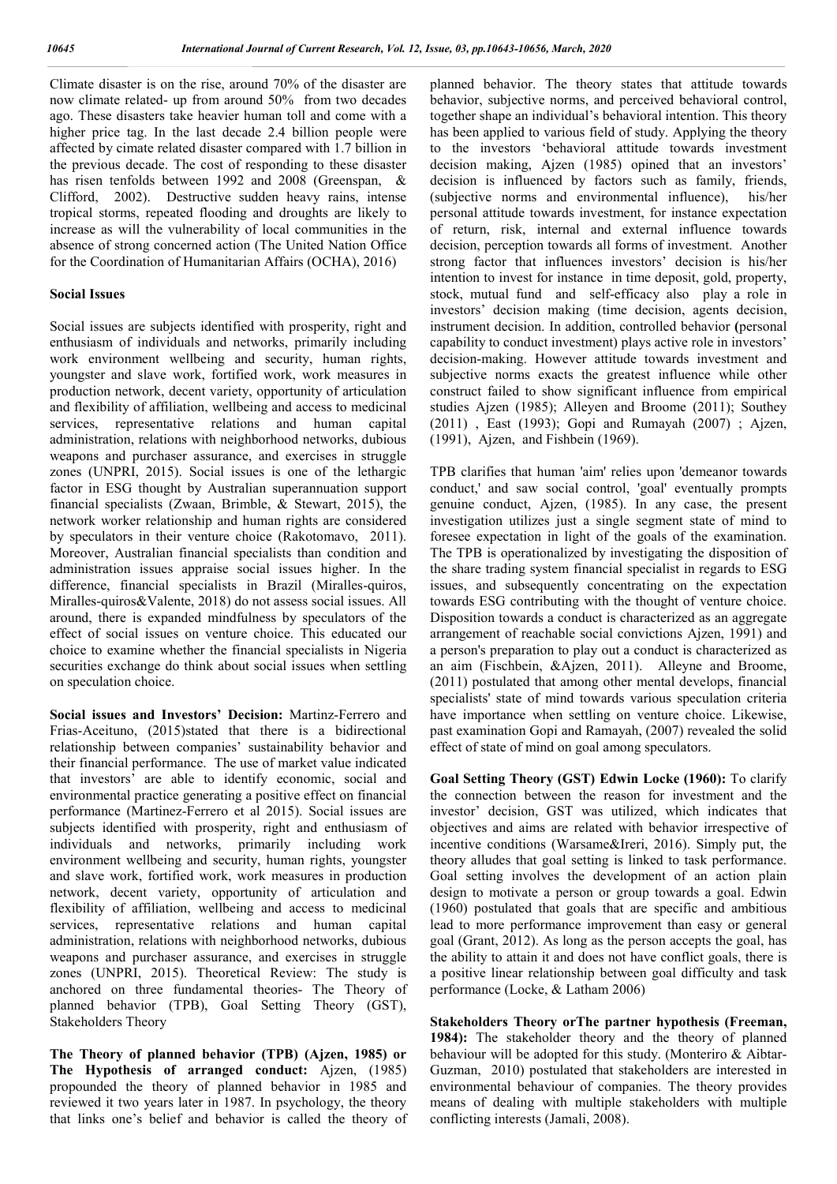Climate disaster is on the rise, around 70% of the disaster are now climate related- up from around 50% from two decades ago. These disasters take heavier human toll and come with a higher price tag. In the last decade 2.4 billion people were affected by cimate related disaster compared with 1.7 billion in the previous decade. The cost of responding to these disaster has risen tenfolds between 1992 and 2008 (Greenspan, & Clifford, 2002). Destructive sudden heavy rains, intense tropical storms, repeated flooding and droughts are likely to increase as will the vulnerability of local communities in the absence of strong concerned action (The United Nation Office for the Coordination of Humanitarian Affairs (OCHA), 2016)

### Social Issues

Social issues are subjects identified with prosperity, right and enthusiasm of individuals and networks, primarily including work environment wellbeing and security, human rights, youngster and slave work, fortified work, work measures in production network, decent variety, opportunity of articulation and flexibility of affiliation, wellbeing and access to medicinal services, representative relations and human capital administration, relations with neighborhood networks, dubious weapons and purchaser assurance, and exercises in struggle zones (UNPRI, 2015). Social issues is one of the lethargic factor in ESG thought by Australian superannuation support financial specialists (Zwaan, Brimble, & Stewart, 2015), the network worker relationship and human rights are considered by speculators in their venture choice (Rakotomavo, 2011). Moreover, Australian financial specialists than condition and administration issues appraise social issues higher. In the difference, financial specialists in Brazil (Miralles-quiros, Miralles-quiros&Valente, 2018) do not assess social issues. All around, there is expanded mindfulness by speculators of the effect of social issues on venture choice. This educated our choice to examine whether the financial specialists in Nigeria securities exchange do think about social issues when settling on speculation choice.

**Social issues and Investors' Decision:** Martinz-Ferrero and Frias-Aceituno, (2015)stated that there is a bidirectional relationship between companies' sustainability behavior and their financial performance. The use of market value indicated that investors' are able to identify economic, social and environmental practice generating a positive effect on financial performance (Martinez-Ferrero et al 2015). Social issues are subjects identified with prosperity, right and enthusiasm of individuals and networks, primarily including work environment wellbeing and security, human rights, youngster and slave work, fortified work, work measures in production network, decent variety, opportunity of articulation and flexibility of affiliation, wellbeing and access to medicinal services, representative relations and human capital administration, relations with neighborhood networks, dubious weapons and purchaser assurance, and exercises in struggle zones (UNPRI, 2015). Theoretical Review: The study is anchored on three fundamental theories- The Theory of planned behavior (TPB), Goal Setting Theory (GST), Stakeholders Theory

**The Theory of planned behavior (TPB) (Ajzen, 1985) or The Hypothesis of arranged conduct:** Ajzen, (1985) propounded the theory of planned behavior in 1985 and reviewed it two years later in 1987. In psychology, the theory that links one's belief and behavior is called the theory of planned behavior. The theory states that attitude towards behavior, subjective norms, and perceived behavioral control, together shape an individual's behavioral intention. This theory has been applied to various field of study. Applying the theory to the investors 'behavioral attitude towards investment decision making, Ajzen (1985) opined that an investors' decision is influenced by factors such as family, friends, (subjective norms and environmental influence), his/her personal attitude towards investment, for instance expectation of return, risk, internal and external influence towards decision, perception towards all forms of investment. Another strong factor that influences investors' decision is his/her intention to invest for instance in time deposit, gold, property, stock, mutual fund and self-efficacy also play a role in investors' decision making (time decision, agents decision, instrument decision. In addition, controlled behavior **(**personal capability to conduct investment) plays active role in investors' decision-making. However attitude towards investment and subjective norms exacts the greatest influence while other construct failed to show significant influence from empirical studies Ajzen (1985); Alleyen and Broome (2011); Southey (2011) , East (1993); Gopi and Rumayah (2007) ; Ajzen, (1991), Ajzen, and Fishbein (1969).

TPB clarifies that human 'aim' relies upon 'demeanor towards conduct,' and saw social control, 'goal' eventually prompts genuine conduct, Ajzen, (1985). In any case, the present investigation utilizes just a single segment state of mind to foresee expectation in light of the goals of the examination. The TPB is operationalized by investigating the disposition of the share trading system financial specialist in regards to ESG issues, and subsequently concentrating on the expectation towards ESG contributing with the thought of venture choice. Disposition towards a conduct is characterized as an aggregate arrangement of reachable social convictions Ajzen, 1991) and a person's preparation to play out a conduct is characterized as an aim (Fischbein, &Ajzen, 2011). Alleyne and Broome, (2011) postulated that among other mental develops, financial specialists' state of mind towards various speculation criteria have importance when settling on venture choice. Likewise, past examination Gopi and Ramayah, (2007) revealed the solid effect of state of mind on goal among speculators.

**Goal Setting Theory (GST) Edwin Locke (1960):** To clarify the connection between the reason for investment and the investor' decision, GST was utilized, which indicates that objectives and aims are related with behavior irrespective of incentive conditions (Warsame&Ireri, 2016). Simply put, the theory alludes that goal setting is linked to task performance. Goal setting involves the development of an action plain design to motivate a person or group towards a goal. Edwin (1960) postulated that goals that are specific and ambitious lead to more performance improvement than easy or general goal (Grant, 2012). As long as the person accepts the goal, has the ability to attain it and does not have conflict goals, there is a positive linear relationship between goal difficulty and task performance (Locke, & Latham 2006)

**Stakeholders Theory orThe partner hypothesis (Freeman, 1984):** The stakeholder theory and the theory of planned behaviour will be adopted for this study. (Monteriro & Aibtar-Guzman, 2010) postulated that stakeholders are interested in environmental behaviour of companies. The theory provides means of dealing with multiple stakeholders with multiple conflicting interests (Jamali, 2008).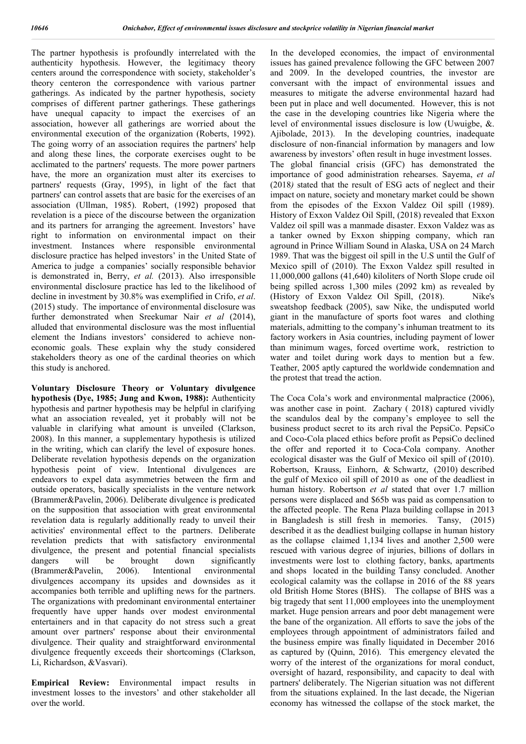The partner hypothesis is profoundly interrelated with the authenticity hypothesis. However, the legitimacy theory centers around the correspondence with society, stakeholder's theory centeron the correspondence with various partner gatherings. As indicated by the partner hypothesis, society comprises of different partner gatherings. These gatherings have unequal capacity to impact the exercises of an association, however all gatherings are worried about the environmental execution of the organization (Roberts, 1992). The going worry of an association requires the partners' help and along these lines, the corporate exercises ought to be acclimated to the partners' requests. The more power partners have, the more an organization must alter its exercises to partners' requests (Gray, 1995), in light of the fact that partners' can control assets that are basic for the exercises of an association (Ullman, 1985). Robert, (1992) proposed that revelation is a piece of the discourse between the organization and its partners for arranging the agreement. Investors' have right to information on environmental impact on their investment. Instances where responsible environmental disclosure practice has helped investors' in the United State of America to judge a companies' socially responsible behavior is demonstrated in, Berry, *et al.* (2013). Also irresponsible environmental disclosure practice has led to the likelihood of decline in investment by 30.8% was exemplified in Crifo, *et al*. (2015) study. The importance of environmental disclosure was further demonstrated when Sreekumar Nair *et al* (2014), alluded that environmental disclosure was the most influential element the Indians investors' considered to achieve non-economic goals. These explain why the study considered stakeholders theory as one of the cardinal theories on which this study is anchored.

**Voluntary Disclosure Theory or Voluntary divulgence hypothesis (Dye, 1985; Jung and Kwon, 1988):** Authenticity hypothesis and partner hypothesis may be helpful in clarifying what an association revealed, yet it probably will not be valuable in clarifying what amount is unveiled (Clarkson, 2008). In this manner, a supplementary hypothesis is utilized in the writing, which can clarify the level of exposure hones. Deliberate revelation hypothesis depends on the organization hypothesis point of view. Intentional divulgences are endeavors to expel data asymmetries between the firm and outside operators, basically specialists in the venture network (Brammer&Pavelin, 2006). Deliberate divulgence is predicated on the supposition that association with great environmental revelation data is regularly additionally ready to unveil their activities' environmental effect to the partners. Deliberate revelation predicts that with satisfactory environmental divulgence, the present and potential financial specialists dangers will be brought down significantly (Brammer&Pavelin, 2006). Intentional environmental divulgences accompany its upsides and downsides as it accompanies both terrible and uplifting news for the partners. The organizations with predominant environmental entertainer frequently have upper hands over modest environmental entertainers and in that capacity do not stress such a great amount over partners' response about their environmental divulgence. Their quality and straightforward environmental divulgence frequently exceeds their shortcomings (Clarkson, Li, Richardson, &Vasvari).

**Empirical Review:** Environmental impact results in investment losses to the investors' and other stakeholder all over the world.

In the developed economies, the impact of environmental issues has gained prevalence following the GFC between 2007 and 2009. In the developed countries, the investor are conversant with the impact of environmental issues and measures to mitigate the adverse environmental hazard had been put in place and well documented. However, this is not the case in the developing countries like Nigeria where the level of environmental issues disclosure is low (Uwuigbe, &. Ajibolade, 2013). In the developing countries, inadequate disclosure of non-financial information by managers and low awareness by investors' often result in huge investment losses. The global financial crisis (GFC) has demonstrated the importance of good administration rehearses. Sayema, *et al* (2018*)* stated that the result of ESG acts of neglect and their impact on nature, society and monetary market could be shown from the episodes of the Exxon Valdez Oil spill (1989). History of Exxon Valdez Oil Spill, (2018) revealed that Exxon Valdez oil spill was a manmade disaster. Exxon Valdez was as a tanker owned by Exxon shipping company, which ran aground in Prince William Sound in Alaska, USA on 24 March 1989. That was the biggest oil spill in the U.S until the Gulf of Mexico spill of (2010). The Exxon Valdez spill resulted in 11,000,000 gallons (41,640) kiloliters of North Slope crude oil being spilled across 1,300 miles (2092 km) as revealed by (History of Exxon Valdez Oil Spill, (2018). Nike's sweatshop feedback (2005), saw Nike, the undisputed world giant in the manufacture of sports foot wares and clothing materials, admitting to the company's inhuman treatment to its factory workers in Asia countries, including payment of lower than minimum wages, forced overtime work, restriction to water and toilet during work days to mention but a few. Teather, 2005 aptly captured the worldwide condemnation and the protest that tread the action.

The Coca Cola's work and environmental malpractice (2006), was another case in point. Zachary ( 2018) captured vividly the scandulos deal by the company's employee to sell the business product secret to its arch rival the PepsiCo. PepsiCo and Coco-Cola placed ethics before profit as PepsiCo declined the offer and reported it to Coca-Cola company. Another ecological disaster was the Gulf of Mexico oil spill of (2010). Robertson, Krauss, Einhorn, & Schwartz, (2010) described the gulf of Mexico oil spill of 2010 as one of the deadliest in human history. Robertson *et al* stated that over 1.7 million persons were displaced and $65b was paid as compensation to the affected people. The Rena Plaza building collapse in 2013 in Bangladesh is still fresh in memories. Tansy, (2015) described it as the deadliest builging collapse in human history as the collapse claimed 1,134 lives and another 2,500 were rescued with various degree of injuries, billions of dollars in investments were lost to clothing factory, banks, apartments and shops located in the building Tansy concluded. Another ecological calamity was the collapse in 2016 of the 88 years old British Home Stores (BHS). The collapse of BHS was a big tragedy that sent 11,000 employees into the unemployment market. Huge pension arrears and poor debt management were the bane of the organization. All efforts to save the jobs of the employees through appointment of administrators failed and the business empire was finally liquidated in December 2016 as captured by (Quinn, 2016). This emergency elevated the worry of the interest of the organizations for moral conduct, oversight of hazard, responsibility, and capacity to deal with partners' deliberately. The Nigerian situation was not different from the situations explained. In the last decade, the Nigerian economy has witnessed the collapse of the stock market, the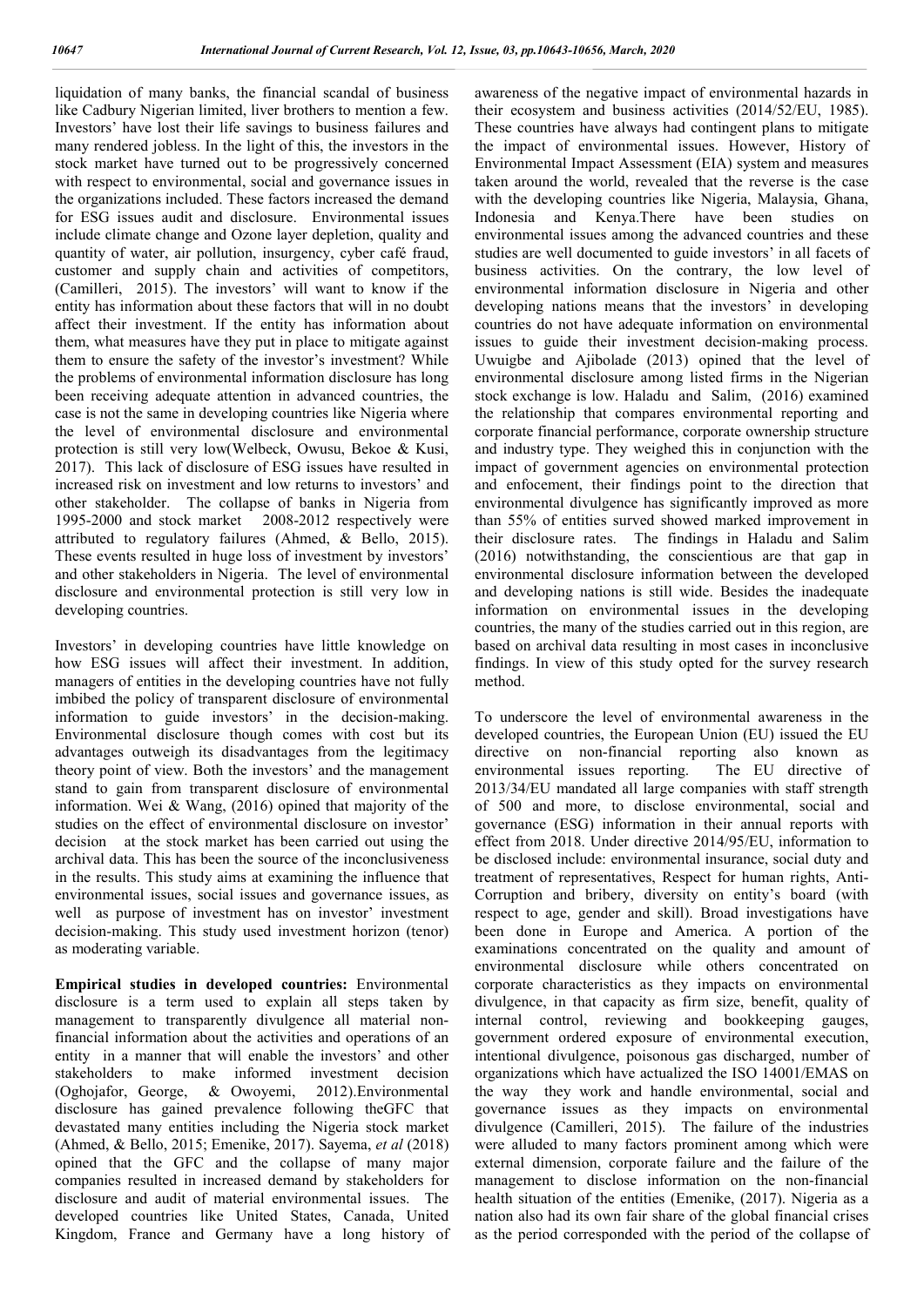liquidation of many banks, the financial scandal of business like Cadbury Nigerian limited, liver brothers to mention a few. Investors' have lost their life savings to business failures and many rendered jobless. In the light of this, the investors in the stock market have turned out to be progressively concerned with respect to environmental, social and governance issues in the organizations included. These factors increased the demand for ESG issues audit and disclosure. Environmental issues include climate change and Ozone layer depletion, quality and quantity of water, air pollution, insurgency, cyber café fraud, customer and supply chain and activities of competitors, (Camilleri, 2015). The investors' will want to know if the entity has information about these factors that will in no doubt affect their investment. If the entity has information about them, what measures have they put in place to mitigate against them to ensure the safety of the investor's investment? While the problems of environmental information disclosure has long been receiving adequate attention in advanced countries, the case is not the same in developing countries like Nigeria where the level of environmental disclosure and environmental protection is still very low(Welbeck, Owusu, Bekoe & Kusi, 2017). This lack of disclosure of ESG issues have resulted in increased risk on investment and low returns to investors' and other stakeholder. The collapse of banks in Nigeria from 1995-2000 and stock market 2008-2012 respectively were attributed to regulatory failures (Ahmed, & Bello, 2015). These events resulted in huge loss of investment by investors' and other stakeholders in Nigeria. The level of environmental disclosure and environmental protection is still very low in developing countries.

Investors' in developing countries have little knowledge on how ESG issues will affect their investment. In addition, managers of entities in the developing countries have not fully imbibed the policy of transparent disclosure of environmental information to guide investors' in the decision-making. Environmental disclosure though comes with cost but its advantages outweigh its disadvantages from the legitimacy theory point of view. Both the investors' and the management stand to gain from transparent disclosure of environmental information. Wei & Wang, (2016) opined that majority of the studies on the effect of environmental disclosure on investor' decision at the stock market has been carried out using the archival data. This has been the source of the inconclusiveness in the results. This study aims at examining the influence that environmental issues, social issues and governance issues, as well as purpose of investment has on investor' investment decision-making. This study used investment horizon (tenor) as moderating variable.

**Empirical studies in developed countries:** Environmental disclosure is a term used to explain all steps taken by management to transparently divulgence all material non-financial information about the activities and operations of an entity in a manner that will enable the investors' and other stakeholders to make informed investment decision (Oghojafor, George, & Owoyemi, 2012).Environmental disclosure has gained prevalence following theGFC that devastated many entities including the Nigeria stock market (Ahmed, & Bello, 2015; Emenike, 2017). Sayema, *et al* (2018) opined that the GFC and the collapse of many major companies resulted in increased demand by stakeholders for disclosure and audit of material environmental issues. The developed countries like United States, Canada, United Kingdom, France and Germany have a long history of awareness of the negative impact of environmental hazards in their ecosystem and business activities (2014/52/EU, 1985). These countries have always had contingent plans to mitigate the impact of environmental issues. However, History of Environmental Impact Assessment (EIA) system and measures taken around the world, revealed that the reverse is the case with the developing countries like Nigeria, Malaysia, Ghana, Indonesia and Kenya.There have been studies on environmental issues among the advanced countries and these studies are well documented to guide investors' in all facets of business activities. On the contrary, the low level of environmental information disclosure in Nigeria and other developing nations means that the investors' in developing countries do not have adequate information on environmental issues to guide their investment decision-making process. Uwuigbe and Ajibolade (2013) opined that the level of environmental disclosure among listed firms in the Nigerian stock exchange is low. Haladu and Salim, (2016) examined the relationship that compares environmental reporting and corporate financial performance, corporate ownership structure and industry type. They weighed this in conjunction with the impact of government agencies on environmental protection and enfocement, their findings point to the direction that environmental divulgence has significantly improved as more than 55% of entities surved showed marked improvement in their disclosure rates. The findings in Haladu and Salim (2016) notwithstanding, the conscientious are that gap in environmental disclosure information between the developed and developing nations is still wide. Besides the inadequate information on environmental issues in the developing countries, the many of the studies carried out in this region, are based on archival data resulting in most cases in inconclusive findings. In view of this study opted for the survey research method.

To underscore the level of environmental awareness in the developed countries, the European Union (EU) issued the EU directive on non-financial reporting also known as environmental issues reporting. The EU directive of 2013/34/EU mandated all large companies with staff strength of 500 and more, to disclose environmental, social and governance (ESG) information in their annual reports with effect from 2018. Under directive 2014/95/EU, information to be disclosed include: environmental insurance, social duty and treatment of representatives, Respect for human rights, Anti-Corruption and bribery, diversity on entity's board (with respect to age, gender and skill). Broad investigations have been done in Europe and America. A portion of the examinations concentrated on the quality and amount of environmental disclosure while others concentrated on corporate characteristics as they impacts on environmental divulgence, in that capacity as firm size, benefit, quality of internal control, reviewing and bookkeeping gauges, government ordered exposure of environmental execution, intentional divulgence, poisonous gas discharged, number of organizations which have actualized the ISO 14001/EMAS on the way they work and handle environmental, social and governance issues as they impacts on environmental divulgence (Camilleri, 2015). The failure of the industries were alluded to many factors prominent among which were external dimension, corporate failure and the failure of the management to disclose information on the non-financial health situation of the entities (Emenike, (2017). Nigeria as a nation also had its own fair share of the global financial crises as the period corresponded with the period of the collapse of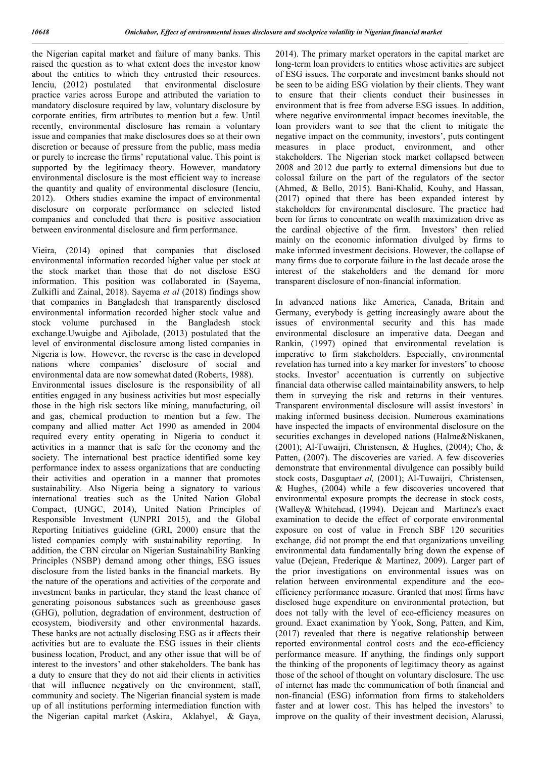the Nigerian capital market and failure of many banks. This raised the question as to what extent does the investor know about the entities to which they entrusted their resources. Ienciu, (2012) postulated that environmental disclosure practice varies across Europe and attributed the variation to mandatory disclosure required by law, voluntary disclosure by corporate entities, firm attributes to mention but a few. Until recently, environmental disclosure has remain a voluntary issue and companies that make disclosures does so at their own discretion or because of pressure from the public, mass media or purely to increase the firms' reputational value. This point is supported by the legitimacy theory. However, mandatory environmental disclosure is the most efficient way to increase the quantity and quality of environmental disclosure (Ienciu, 2012). Others studies examine the impact of environmental disclosure on corporate performance on selected listed companies and concluded that there is positive association between environmental disclosure and firm performance.

Vieira, (2014) opined that companies that disclosed environmental information recorded higher value per stock at the stock market than those that do not disclose ESG information. This position was collaborated in (Sayema, Zulkifli and Zainal, 2018). Sayema *et al* (2018) findings show that companies in Bangladesh that transparently disclosed environmental information recorded higher stock value and stock volume purchased in the Bangladesh stock exchange.Uwuigbe and Ajibolade, (2013) postulated that the level of environmental disclosure among listed companies in Nigeria is low. However, the reverse is the case in developed nations where companies' disclosure of social and environmental data are now somewhat dated (Roberts, 1988).

Environmental issues disclosure is the responsibility of all entities engaged in any business activities but most especially those in the high risk sectors like mining, manufacturing, oil and gas, chemical production to mention but a few. The company and allied matter Act 1990 as amended in 2004 required every entity operating in Nigeria to conduct it activities in a manner that is safe for the economy and the society. The international best practice identified some key performance index to assess organizations that are conducting their activities and operation in a manner that promotes sustainability. Also Nigeria being a signatory to various international treaties such as the United Nation Global Compact, (UNGC, 2014), United Nation Principles of Responsible Investment (UNPRI 2015), and the Global Reporting Initiatives guideline (GRI, 2000) ensure that the listed companies comply with sustainability reporting. In addition, the CBN circular on Nigerian Sustainability Banking Principles (NSBP) demand among other things, ESG issues disclosure from the listed banks in the financial markets. By the nature of the operations and activities of the corporate and investment banks in particular, they stand the least chance of generating poisonous substances such as greenhouse gases (GHG), pollution, degradation of environment, destruction of ecosystem, biodiversity and other environmental hazards. These banks are not actually disclosing ESG as it affects their activities but are to evaluate the ESG issues in their clients business location, Product, and any other issue that will be of interest to the investors' and other stakeholders. The bank has a duty to ensure that they do not aid their clients in activities that will influence negatively on the environment, staff, community and society. The Nigerian financial system is made up of all institutions performing intermediation function with the Nigerian capital market (Askira, Aklahyel, & Gaya, 2014). The primary market operators in the capital market are long-term loan providers to entities whose activities are subject of ESG issues. The corporate and investment banks should not be seen to be aiding ESG violation by their clients. They want to ensure that their clients conduct their businesses in environment that is free from adverse ESG issues. In addition, where negative environmental impact becomes inevitable, the loan providers want to see that the client to mitigate the negative impact on the community, investors', puts contingent measures in place product, environment, and other stakeholders. The Nigerian stock market collapsed between 2008 and 2012 due partly to external dimensions but due to colossal failure on the part of the regulators of the sector (Ahmed, & Bello, 2015). Bani-Khalid, Kouhy, and Hassan, (2017) opined that there has been expanded interest by stakeholders for environmental disclosure. The practice had been for firms to concentrate on wealth maximization drive as the cardinal objective of the firm. Investors' then relied mainly on the economic information divulged by firms to make informed investment decisions. However, the collapse of many firms due to corporate failure in the last decade arose the interest of the stakeholders and the demand for more transparent disclosure of non-financial information.

In advanced nations like America, Canada, Britain and Germany, everybody is getting increasingly aware about the issues of environmental security and this has made environmental disclosure an imperative data. Deegan and Rankin, (1997) opined that environmental revelation is imperative to firm stakeholders. Especially, environmental revelation has turned into a key marker for investors' to choose stocks. Investor' accentuation is currently on subjective financial data otherwise called maintainability answers, to help them in surveying the risk and returns in their ventures. Transparent environmental disclosure will assist investors' in making informed business decision. Numerous examinations have inspected the impacts of environmental disclosure on the securities exchanges in developed nations (Halme&Niskanen, (2001); Al-Tuwaijri, Christensen, & Hughes, (2004); Cho, & Patten, (2007). The discoveries are varied. A few discoveries demonstrate that environmental divulgence can possibly build stock costs, Dasgupta*et al,* (2001); Al-Tuwaijri, Christensen, & Hughes, (2004) while a few discoveries uncovered that environmental exposure prompts the decrease in stock costs, (Walley& Whitehead, (1994). Dejean and Martinez's exact examination to decide the effect of corporate environmental exposure on cost of value in French SBF 120 securities exchange, did not prompt the end that organizations unveiling environmental data fundamentally bring down the expense of value (Dejean, Frederique & Martinez, 2009). Larger part of the prior investigations on environmental issues was on relation between environmental expenditure and the eco-efficiency performance measure. Granted that most firms have disclosed huge expenditure on environmental protection, but does not tally with the level of eco-efficiency measures on ground. Exact exanimation by Yook, Song, Patten, and Kim, (2017) revealed that there is negative relationship between reported environmental control costs and the eco-efficiency performance measure. If anything, the findings only support the thinking of the proponents of legitimacy theory as against those of the school of thought on voluntary disclosure. The use of internet has made the communication of both financial and non-financial (ESG) information from firms to stakeholders faster and at lower cost. This has helped the investors' to improve on the quality of their investment decision, Alarussi,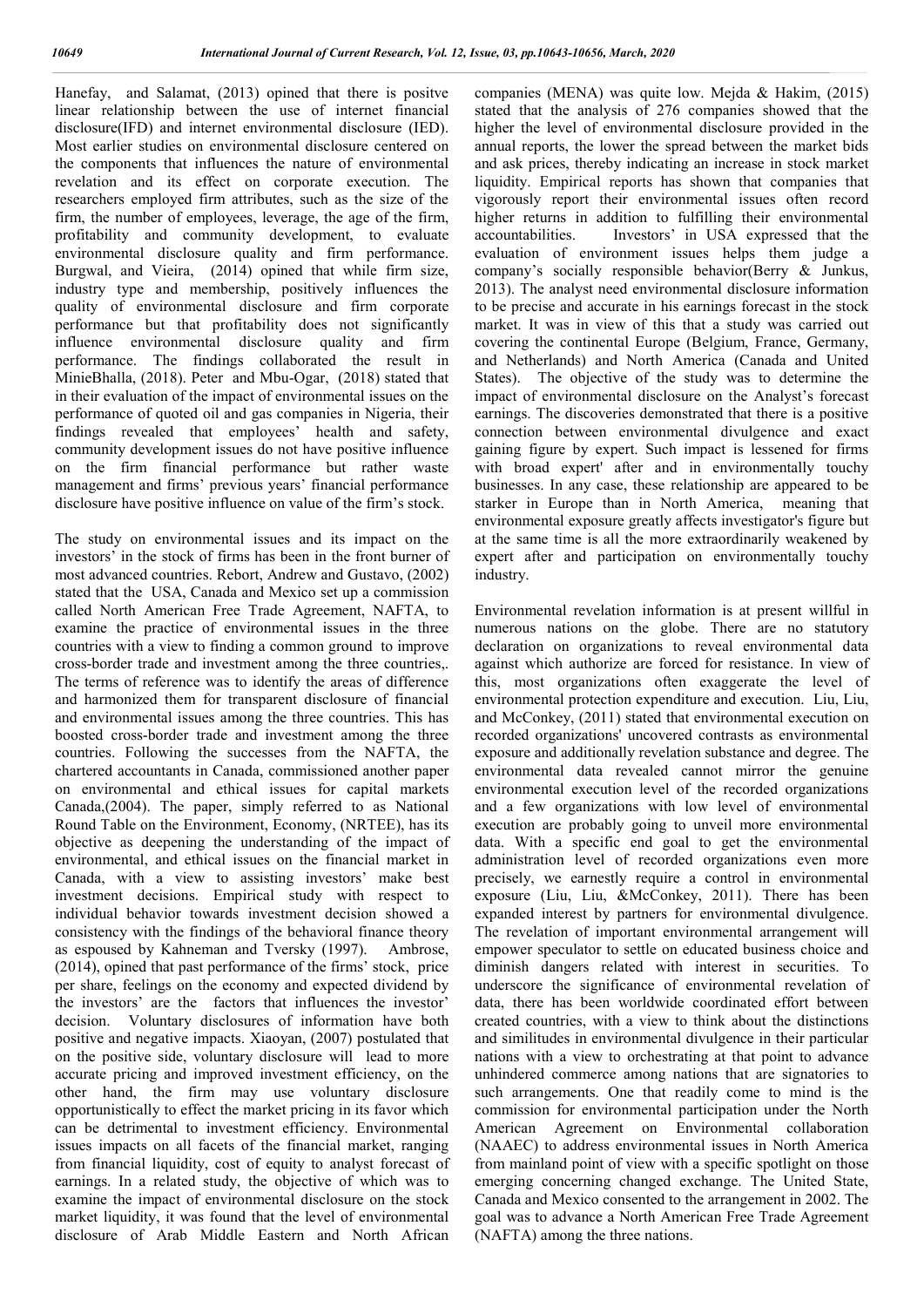Hanefay, and Salamat, (2013) opined that there is positve linear relationship between the use of internet financial disclosure(IFD) and internet environmental disclosure (IED). Most earlier studies on environmental disclosure centered on the components that influences the nature of environmental revelation and its effect on corporate execution. The researchers employed firm attributes, such as the size of the firm, the number of employees, leverage, the age of the firm, profitability and community development, to evaluate environmental disclosure quality and firm performance. Burgwal, and Vieira, (2014) opined that while firm size, industry type and membership, positively influences the quality of environmental disclosure and firm corporate performance but that profitability does not significantly influence environmental disclosure quality and firm performance. The findings collaborated the result in MinieBhalla, (2018). Peter and Mbu-Ogar, (2018) stated that in their evaluation of the impact of environmental issues on the performance of quoted oil and gas companies in Nigeria, their findings revealed that employees' health and safety, community development issues do not have positive influence on the firm financial performance but rather waste management and firms' previous years' financial performance disclosure have positive influence on value of the firm's stock.

The study on environmental issues and its impact on the investors' in the stock of firms has been in the front burner of most advanced countries. Rebort, Andrew and Gustavo, (2002) stated that the USA, Canada and Mexico set up a commission called North American Free Trade Agreement, NAFTA, to examine the practice of environmental issues in the three countries with a view to finding a common ground to improve cross-border trade and investment among the three countries,. The terms of reference was to identify the areas of difference and harmonized them for transparent disclosure of financial and environmental issues among the three countries. This has boosted cross-border trade and investment among the three countries. Following the successes from the NAFTA, the chartered accountants in Canada, commissioned another paper on environmental and ethical issues for capital markets Canada,(2004). The paper, simply referred to as National Round Table on the Environment, Economy, (NRTEE), has its objective as deepening the understanding of the impact of environmental, and ethical issues on the financial market in Canada, with a view to assisting investors' make best investment decisions. Empirical study with respect to individual behavior towards investment decision showed a consistency with the findings of the behavioral finance theory as espoused by Kahneman and Tversky (1997). Ambrose, (2014), opined that past performance of the firms' stock, price per share, feelings on the economy and expected dividend by the investors' are the factors that influences the investor' decision. Voluntary disclosures of information have both positive and negative impacts. Xiaoyan, (2007) postulated that on the positive side, voluntary disclosure will lead to more accurate pricing and improved investment efficiency, on the other hand, the firm may use voluntary disclosure opportunistically to effect the market pricing in its favor which can be detrimental to investment efficiency. Environmental issues impacts on all facets of the financial market, ranging from financial liquidity, cost of equity to analyst forecast of earnings. In a related study, the objective of which was to examine the impact of environmental disclosure on the stock market liquidity, it was found that the level of environmental disclosure of Arab Middle Eastern and North African companies (MENA) was quite low. Mejda & Hakim, (2015) stated that the analysis of 276 companies showed that the higher the level of environmental disclosure provided in the annual reports, the lower the spread between the market bids and ask prices, thereby indicating an increase in stock market liquidity. Empirical reports has shown that companies that vigorously report their environmental issues often record higher returns in addition to fulfilling their environmental accountabilities. Investors' in USA expressed that the evaluation of environment issues helps them judge a company's socially responsible behavior(Berry & Junkus, 2013). The analyst need environmental disclosure information to be precise and accurate in his earnings forecast in the stock market. It was in view of this that a study was carried out covering the continental Europe (Belgium, France, Germany, and Netherlands) and North America (Canada and United States). The objective of the study was to determine the impact of environmental disclosure on the Analyst's forecast earnings. The discoveries demonstrated that there is a positive connection between environmental divulgence and exact gaining figure by expert. Such impact is lessened for firms with broad expert' after and in environmentally touchy businesses. In any case, these relationship are appeared to be starker in Europe than in North America, meaning that environmental exposure greatly affects investigator's figure but at the same time is all the more extraordinarily weakened by expert after and participation on environmentally touchy industry.

Environmental revelation information is at present willful in numerous nations on the globe. There are no statutory declaration on organizations to reveal environmental data against which authorize are forced for resistance. In view of this, most organizations often exaggerate the level of environmental protection expenditure and execution. Liu, Liu, and McConkey, (2011) stated that environmental execution on recorded organizations' uncovered contrasts as environmental exposure and additionally revelation substance and degree. The environmental data revealed cannot mirror the genuine environmental execution level of the recorded organizations and a few organizations with low level of environmental execution are probably going to unveil more environmental data. With a specific end goal to get the environmental administration level of recorded organizations even more precisely, we earnestly require a control in environmental exposure (Liu, Liu, &McConkey, 2011). There has been expanded interest by partners for environmental divulgence. The revelation of important environmental arrangement will empower speculator to settle on educated business choice and diminish dangers related with interest in securities. To underscore the significance of environmental revelation of data, there has been worldwide coordinated effort between created countries, with a view to think about the distinctions and similitudes in environmental divulgence in their particular nations with a view to orchestrating at that point to advance unhindered commerce among nations that are signatories to such arrangements. One that readily come to mind is the commission for environmental participation under the North American Agreement on Environmental collaboration (NAAEC) to address environmental issues in North America from mainland point of view with a specific spotlight on those emerging concerning changed exchange. The United State, Canada and Mexico consented to the arrangement in 2002. The goal was to advance a North American Free Trade Agreement (NAFTA) among the three nations.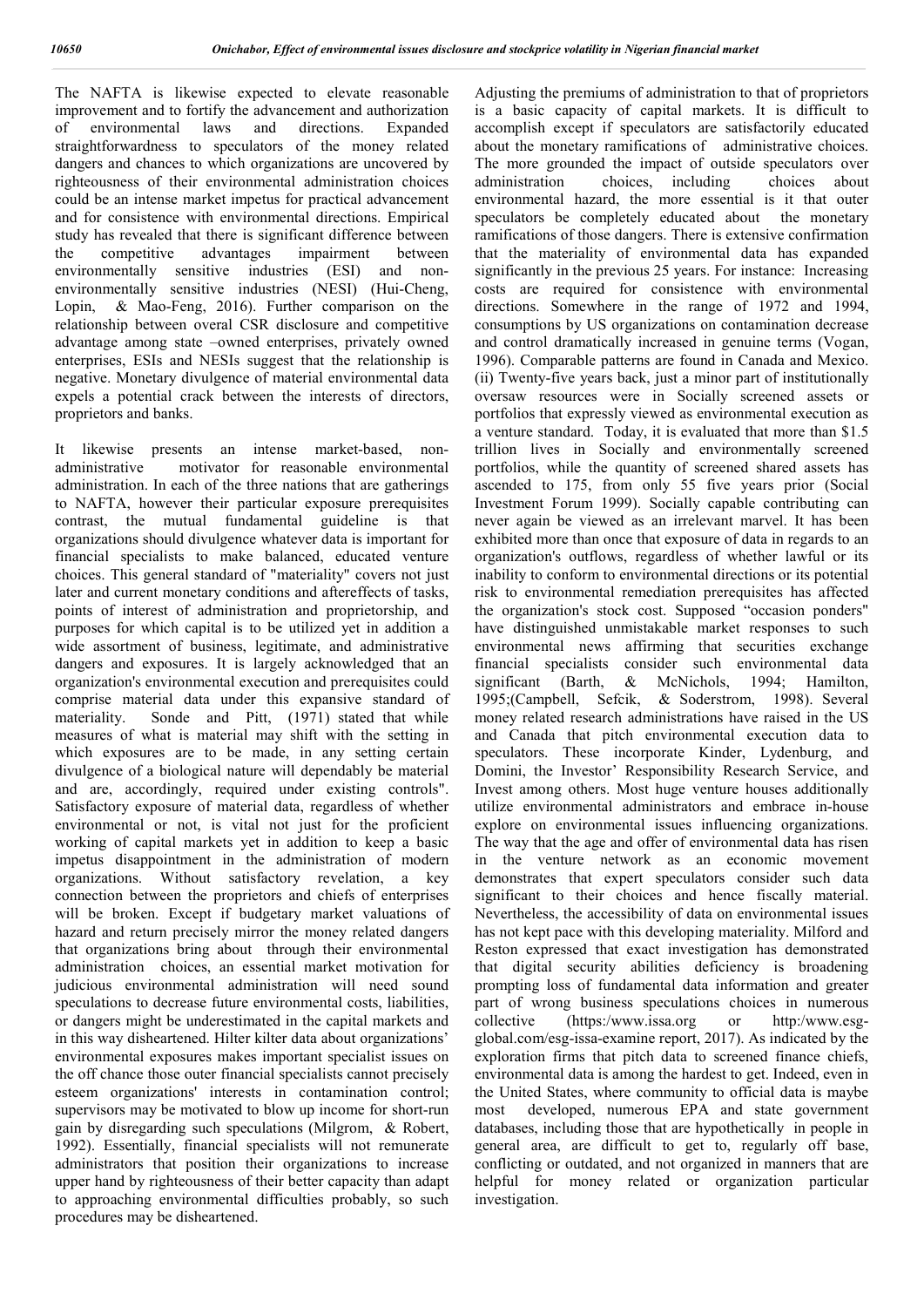The NAFTA is likewise expected to elevate reasonable improvement and to fortify the advancement and authorization of environmental laws and directions. Expanded straightforwardness to speculators of the money related dangers and chances to which organizations are uncovered by righteousness of their environmental administration choices could be an intense market impetus for practical advancement and for consistence with environmental directions. Empirical study has revealed that there is significant difference between the competitive advantages impairment between environmentally sensitive industries (ESI) and non-environmentally sensitive industries (NESI) (Hui-Cheng, Lopin, & Mao-Feng, 2016). Further comparison on the relationship between overal CSR disclosure and competitive advantage among state –owned enterprises, privately owned enterprises, ESIs and NESIs suggest that the relationship is negative. Monetary divulgence of material environmental data expels a potential crack between the interests of directors, proprietors and banks.

It likewise presents an intense market-based, non-administrative motivator for reasonable environmental administration. In each of the three nations that are gatherings to NAFTA, however their particular exposure prerequisites contrast, the mutual fundamental guideline is that organizations should divulgence whatever data is important for financial specialists to make balanced, educated venture choices. This general standard of "materiality" covers not just later and current monetary conditions and aftereffects of tasks, points of interest of administration and proprietorship, and purposes for which capital is to be utilized yet in addition a wide assortment of business, legitimate, and administrative dangers and exposures. It is largely acknowledged that an organization's environmental execution and prerequisites could comprise material data under this expansive standard of materiality. Sonde and Pitt, (1971) stated that while measures of what is material may shift with the setting in which exposures are to be made, in any setting certain divulgence of a biological nature will dependably be material and are, accordingly, required under existing controls". Satisfactory exposure of material data, regardless of whether environmental or not, is vital not just for the proficient working of capital markets yet in addition to keep a basic impetus disappointment in the administration of modern organizations. Without satisfactory revelation, a key connection between the proprietors and chiefs of enterprises will be broken. Except if budgetary market valuations of hazard and return precisely mirror the money related dangers that organizations bring about through their environmental administration choices, an essential market motivation for judicious environmental administration will need sound speculations to decrease future environmental costs, liabilities, or dangers might be underestimated in the capital markets and in this way disheartened. Hilter kilter data about organizations' environmental exposures makes important specialist issues on the off chance those outer financial specialists cannot precisely esteem organizations' interests in contamination control; supervisors may be motivated to blow up income for short-run gain by disregarding such speculations (Milgrom, & Robert, 1992). Essentially, financial specialists will not remunerate administrators that position their organizations to increase upper hand by righteousness of their better capacity than adapt to approaching environmental difficulties probably, so such procedures may be disheartened.

Adjusting the premiums of administration to that of proprietors is a basic capacity of capital markets. It is difficult to accomplish except if speculators are satisfactorily educated about the monetary ramifications of administrative choices. The more grounded the impact of outside speculators over administration choices, including choices about environmental hazard, the more essential is it that outer speculators be completely educated about the monetary ramifications of those dangers. There is extensive confirmation that the materiality of environmental data has expanded significantly in the previous 25 years. For instance: Increasing costs are required for consistence with environmental directions. Somewhere in the range of 1972 and 1994, consumptions by US organizations on contamination decrease and control dramatically increased in genuine terms (Vogan, 1996). Comparable patterns are found in Canada and Mexico. (ii) Twenty-five years back, just a minor part of institutionally oversaw resources were in Socially screened assets or portfolios that expressly viewed as environmental execution as a venture standard. Today, it is evaluated that more than $1.5 trillion lives in Socially and environmentally screened portfolios, while the quantity of screened shared assets has ascended to 175, from only 55 five years prior (Social Investment Forum 1999). Socially capable contributing can never again be viewed as an irrelevant marvel. It has been exhibited more than once that exposure of data in regards to an organization's outflows, regardless of whether lawful or its inability to conform to environmental directions or its potential risk to environmental remediation prerequisites has affected the organization's stock cost. Supposed "occasion ponders" have distinguished unmistakable market responses to such environmental news affirming that securities exchange financial specialists consider such environmental data significant (Barth, & McNichols, 1994; Hamilton, 1995;(Campbell, Sefcik, & Soderstrom, 1998). Several money related research administrations have raised in the US and Canada that pitch environmental execution data to speculators. These incorporate Kinder, Lydenburg, and Domini, the Investor' Responsibility Research Service, and Invest among others. Most huge venture houses additionally utilize environmental administrators and embrace in-house explore on environmental issues influencing organizations. The way that the age and offer of environmental data has risen in the venture network as an economic movement demonstrates that expert speculators consider such data significant to their choices and hence fiscally material. Nevertheless, the accessibility of data on environmental issues has not kept pace with this developing materiality. Milford and Reston expressed that exact investigation has demonstrated that digital security abilities deficiency is broadening prompting loss of fundamental data information and greater part of wrong business speculations choices in numerous collective (https:/www.issa.org or http:/www.esg-global.com/esg-issa-examine report, 2017). As indicated by the exploration firms that pitch data to screened finance chiefs, environmental data is among the hardest to get. Indeed, even in the United States, where community to official data is maybe most developed, numerous EPA and state government databases, including those that are hypothetically in people in general area, are difficult to get to, regularly off base, conflicting or outdated, and not organized in manners that are helpful for money related or organization particular investigation.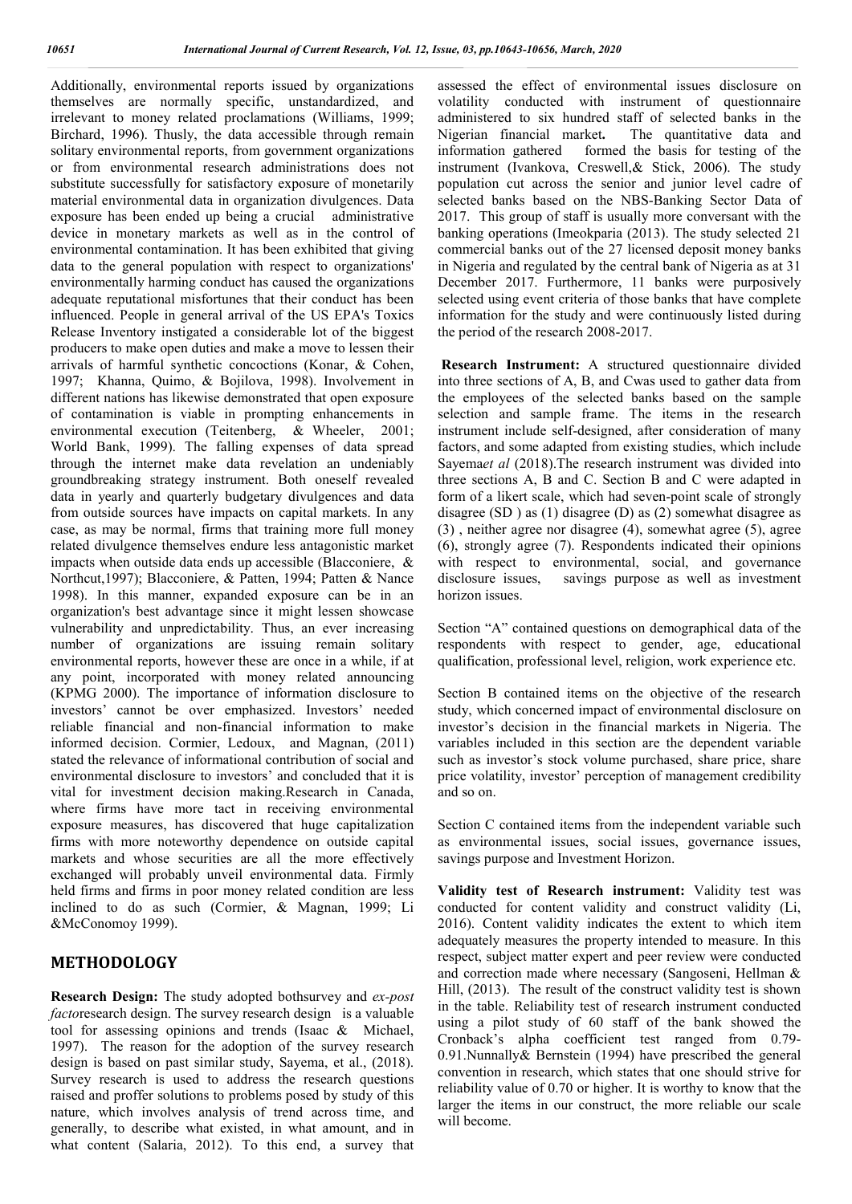Additionally, environmental reports issued by organizations themselves are normally specific, unstandardized, and irrelevant to money related proclamations (Williams, 1999; Birchard, 1996). Thusly, the data accessible through remain solitary environmental reports, from government organizations or from environmental research administrations does not substitute successfully for satisfactory exposure of monetarily material environmental data in organization divulgences. Data exposure has been ended up being a crucial administrative device in monetary markets as well as in the control of environmental contamination. It has been exhibited that giving data to the general population with respect to organizations' environmentally harming conduct has caused the organizations adequate reputational misfortunes that their conduct has been influenced. People in general arrival of the US EPA's Toxics Release Inventory instigated a considerable lot of the biggest producers to make open duties and make a move to lessen their arrivals of harmful synthetic concoctions (Konar, & Cohen, 1997; Khanna, Quimo, & Bojilova, 1998). Involvement in different nations has likewise demonstrated that open exposure of contamination is viable in prompting enhancements in environmental execution (Teitenberg, & Wheeler, 2001; World Bank, 1999). The falling expenses of data spread through the internet make data revelation an undeniably groundbreaking strategy instrument. Both oneself revealed data in yearly and quarterly budgetary divulgences and data from outside sources have impacts on capital markets. In any case, as may be normal, firms that training more full money related divulgence themselves endure less antagonistic market impacts when outside data ends up accessible (Blacconiere, & Northcut,1997); Blacconiere, & Patten, 1994; Patten & Nance 1998). In this manner, expanded exposure can be in an organization's best advantage since it might lessen showcase vulnerability and unpredictability. Thus, an ever increasing number of organizations are issuing remain solitary environmental reports, however these are once in a while, if at any point, incorporated with money related announcing (KPMG 2000). The importance of information disclosure to investors' cannot be over emphasized. Investors' needed reliable financial and non-financial information to make informed decision. Cormier, Ledoux, and Magnan, (2011) stated the relevance of informational contribution of social and environmental disclosure to investors' and concluded that it is vital for investment decision making.Research in Canada, where firms have more tact in receiving environmental exposure measures, has discovered that huge capitalization firms with more noteworthy dependence on outside capital markets and whose securities are all the more effectively exchanged will probably unveil environmental data. Firmly held firms and firms in poor money related condition are less inclined to do as such (Cormier, & Magnan, 1999; Li &McConomoy 1999).

## METHODOLOGY

**Research Design:** The study adopted bothsurvey and *ex-post facto*research design. The survey research design is a valuable tool for assessing opinions and trends (Isaac & Michael, 1997). The reason for the adoption of the survey research design is based on past similar study, Sayema, et al., (2018). Survey research is used to address the research questions raised and proffer solutions to problems posed by study of this nature, which involves analysis of trend across time, and generally, to describe what existed, in what amount, and in what content (Salaria, 2012). To this end, a survey that assessed the effect of environmental issues disclosure on volatility conducted with instrument of questionnaire administered to six hundred staff of selected banks in the Nigerian financial market**.** The quantitative data and information gathered formed the basis for testing of the instrument (Ivankova, Creswell,& Stick, 2006). The study population cut across the senior and junior level cadre of selected banks based on the NBS-Banking Sector Data of 2017. This group of staff is usually more conversant with the banking operations (Imeokparia (2013). The study selected 21 commercial banks out of the 27 licensed deposit money banks in Nigeria and regulated by the central bank of Nigeria as at 31 December 2017. Furthermore, 11 banks were purposively selected using event criteria of those banks that have complete information for the study and were continuously listed during the period of the research 2008-2017.

**Research Instrument:** A structured questionnaire divided into three sections of A, B, and Cwas used to gather data from the employees of the selected banks based on the sample selection and sample frame. The items in the research instrument include self-designed, after consideration of many factors, and some adapted from existing studies, which include Sayema*et al* (2018).The research instrument was divided into three sections A, B and C. Section B and C were adapted in form of a likert scale, which had seven-point scale of strongly disagree (SD ) as (1) disagree (D) as (2) somewhat disagree as (3) , neither agree nor disagree (4), somewhat agree (5), agree (6), strongly agree (7). Respondents indicated their opinions with respect to environmental, social, and governance disclosure issues, savings purpose as well as investment horizon issues.

Section "A" contained questions on demographical data of the respondents with respect to gender, age, educational qualification, professional level, religion, work experience etc.

Section B contained items on the objective of the research study, which concerned impact of environmental disclosure on investor's decision in the financial markets in Nigeria. The variables included in this section are the dependent variable such as investor's stock volume purchased, share price, share price volatility, investor' perception of management credibility and so on.

Section C contained items from the independent variable such as environmental issues, social issues, governance issues, savings purpose and Investment Horizon.

**Validity test of Research instrument:** Validity test was conducted for content validity and construct validity (Li, 2016). Content validity indicates the extent to which item adequately measures the property intended to measure. In this respect, subject matter expert and peer review were conducted and correction made where necessary (Sangoseni, Hellman & Hill, (2013). The result of the construct validity test is shown in the table. Reliability test of research instrument conducted using a pilot study of 60 staff of the bank showed the Cronback's alpha coefficient test ranged from 0.79-0.91.Nunnally& Bernstein (1994) have prescribed the general convention in research, which states that one should strive for reliability value of 0.70 or higher. It is worthy to know that the larger the items in our construct, the more reliable our scale will become.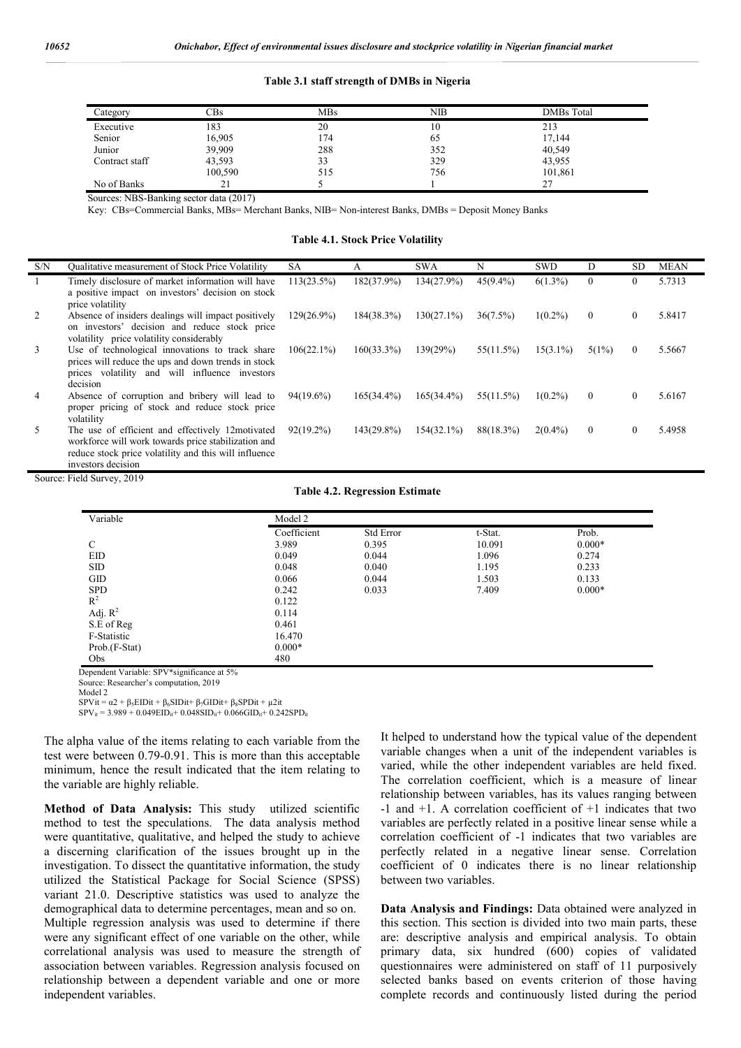**Table 3.1 staff strength of DMBs in Nigeria**

| Category | CBs | MBs | NIB | DMBs Total |
|---|---|---|---|---|
| Executive | 183 | 20 | 10 | 213 |
| Senior | 16,905 | 174 | 65 | 17,144 |
| Junior | 39,909 | 288 | 352 | 40,549 |
| Contract staff | 43,593 | 33 | 329 | 43,955 |
| | 100,590 | 515 | 756 | 101,861 |
| No of Banks | 21 | 5 | 1 | 27 |

Sources: NBS-Banking sector data (2017)

Key: CBs=Commercial Banks, MBs= Merchant Banks, NIB= Non-interest Banks, DMBs = Deposit Money Banks

**Table 4.1. Stock Price Volatility**

| S/N | Qualitative measurement of Stock Price Volatility | SA | A | SWA | N | SWD | D | SD | MEAN |
|---|---|---|---|---|---|---|---|---|---|
| 1 | Timely disclosure of market information will have a positive impact on investors' decision on stock price volatility | 113(23.5%) | 182(37.9%) | 134(27.9%) | 45(9.4%) | 6(1.3%) | 0 | 0 | 5.7313 |
| 2 | Absence of insiders dealings will impact positively on investors' decision and reduce stock price volatility price volatility considerably | 129(26.9%) | 184(38.3%) | 130(27.1%) | 36(7.5%) | 1(0.2%) | 0 | 0 | 5.8417 |
| 3 | Use of technological innovations to track share prices will reduce the ups and down trends in stock prices volatility and will influence investors decision | 106(22.1%) | 160(33.3%) | 139(29%) | 55(11.5%) | 15(3.1%) | 5(1%) | 0 | 5.5667 |
| 4 | Absence of corruption and bribery will lead to proper pricing of stock and reduce stock price volatility | 94(19.6%) | 165(34.4%) | 165(34.4%) | 55(11.5%) | 1(0.2%) | 0 | 0 | 5.6167 |
| 5 | The use of efficient and effectively 12motivated workforce will work towards price stabilization and reduce stock price volatility and this will influence investors decision | 92(19.2%) | 143(29.8%) | 154(32.1%) | 88(18.3%) | 2(0.4%) | 0 | 0 | 5.4958 |

Source: Field Survey, 2019

**Table 4.2. Regression Estimate**

| Variable | Model 2 | | | |
|---|---|---|---|---|
| | Coefficient | Std Error | t-Stat. | Prob. |
| C | 3.989 | 0.395 | 10.091 | 0.000* |
| EID | 0.049 | 0.044 | 1.096 | 0.274 |
| SID | 0.048 | 0.040 | 1.195 | 0.233 |
| GID | 0.066 | 0.044 | 1.503 | 0.133 |
| SPD | 0.242 | 0.033 | 7.409 | 0.000* |
| $R^2$ | 0.122 | | | |
| Adj. $R^2$ | 0.114 | | | |
| S.E of Reg | 0.461 | | | |
| F-Statistic | 16.470 | | | |
| Prob.(F-Stat) | 0.000* | | | |
| Obs | 480 | | | |

Dependent Variable: SPV*significance at 5%

Source: Researcher's computation, 2019

Model 2

$SPVit = \alpha 2 + \beta_5 EIDit + \beta_6 SIDit + \beta_7 GIDit + \beta_8 SPDit + \mu 2it$

$SPV_{it} = 3.989 + 0.049EID_{it} + 0.048SID_{it} + 0.066GID_{it} + 0.242SPD_{it}$

The alpha value of the items relating to each variable from the test were between 0.79-0.91. This is more than this acceptable minimum, hence the result indicated that the item relating to the variable are highly reliable.

**Method of Data Analysis:** This study utilized scientific method to test the speculations. The data analysis method were quantitative, qualitative, and helped the study to achieve a discerning clarification of the issues brought up in the investigation. To dissect the quantitative information, the study utilized the Statistical Package for Social Science (SPSS) variant 21.0. Descriptive statistics was used to analyze the demographical data to determine percentages, mean and so on. Multiple regression analysis was used to determine if there were any significant effect of one variable on the other, while correlational analysis was used to measure the strength of association between variables. Regression analysis focused on relationship between a dependent variable and one or more independent variables.

It helped to understand how the typical value of the dependent variable changes when a unit of the independent variables is varied, while the other independent variables are held fixed. The correlation coefficient, which is a measure of linear relationship between variables, has its values ranging between -1 and +1. A correlation coefficient of +1 indicates that two variables are perfectly related in a positive linear sense while a correlation coefficient of -1 indicates that two variables are perfectly related in a negative linear sense. Correlation coefficient of 0 indicates there is no linear relationship between two variables.

**Data Analysis and Findings:** Data obtained were analyzed in this section. This section is divided into two main parts, these are: descriptive analysis and empirical analysis. To obtain primary data, six hundred (600) copies of validated questionnaires were administered on staff of 11 purposively selected banks based on events criterion of those having complete records and continuously listed during the period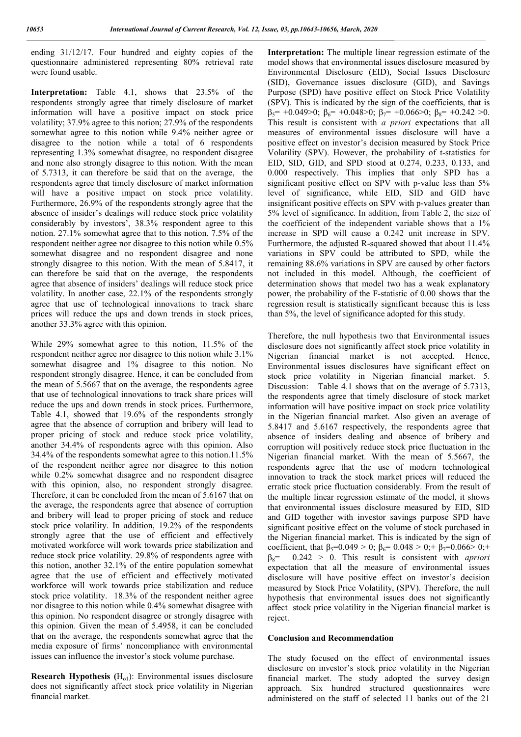ending 31/12/17. Four hundred and eighty copies of the questionnaire administered representing 80% retrieval rate were found usable.

**Interpretation:** Table 4.1, shows that 23.5% of the respondents strongly agree that timely disclosure of market information will have a positive impact on stock price volatility; 37.9% agree to this notion; 27.9% of the respondents somewhat agree to this notion while 9.4% neither agree or disagree to the notion while a total of 6 respondents representing 1.3% somewhat disagree, no respondent disagree and none also strongly disagree to this notion. With the mean of 5.7313, it can therefore be said that on the average, the respondents agree that timely disclosure of market information will have a positive impact on stock price volatility. Furthermore, 26.9% of the respondents strongly agree that the absence of insider's dealings will reduce stock price volatility considerably by investors', 38.3% respondent agree to this notion. 27.1% somewhat agree that to this notion. 7.5% of the respondent neither agree nor disagree to this notion while 0.5% somewhat disagree and no respondent disagree and none strongly disagree to this notion. With the mean of 5.8417, it can therefore be said that on the average, the respondents agree that absence of insiders' dealings will reduce stock price volatility. In another case, 22.1% of the respondents strongly agree that use of technological innovations to track share prices will reduce the ups and down trends in stock prices, another 33.3% agree with this opinion.

While 29% somewhat agree to this notion, 11.5% of the respondent neither agree nor disagree to this notion while 3.1% somewhat disagree and 1% disagree to this notion. No respondent strongly disagree. Hence, it can be concluded from the mean of 5.5667 that on the average, the respondents agree that use of technological innovations to track share prices will reduce the ups and down trends in stock prices. Furthermore, Table 4.1, showed that 19.6% of the respondents strongly agree that the absence of corruption and bribery will lead to proper pricing of stock and reduce stock price volatility, another 34.4% of respondents agree with this opinion. Also 34.4% of the respondents somewhat agree to this notion.11.5% of the respondent neither agree nor disagree to this notion while 0.2% somewhat disagree and no respondent disagree with this opinion, also, no respondent strongly disagree. Therefore, it can be concluded from the mean of 5.6167 that on the average, the respondents agree that absence of corruption and bribery will lead to proper pricing of stock and reduce stock price volatility. In addition, 19.2% of the respondents strongly agree that the use of efficient and effectively motivated workforce will work towards price stabilization and reduce stock price volatility. 29.8% of respondents agree with this notion, another 32.1% of the entire population somewhat agree that the use of efficient and effectively motivated workforce will work towards price stabilization and reduce stock price volatility. 18.3% of the respondent neither agree nor disagree to this notion while 0.4% somewhat disagree with this opinion. No respondent disagree or strongly disagree with this opinion. Given the mean of 5.4958, it can be concluded that on the average, the respondents somewhat agree that the media exposure of firms' noncompliance with environmental issues can influence the investor's stock volume purchase.

**Research Hypothesis ($H_{o1}$):** Environmental issues disclosure does not significantly affect stock price volatility in Nigerian financial market.

**Interpretation:** The multiple linear regression estimate of the model shows that environmental issues disclosure measured by Environmental Disclosure (EID), Social Issues Disclosure (SID), Governance issues disclosure (GID), and Savings Purpose (SPD) have positive effect on Stock Price Volatility (SPV). This is indicated by the sign of the coefficients, that is $\beta_5 = +0.049 > 0$; $\beta_6 = +0.048 > 0$; $\beta_7 = +0.066 > 0$; $\beta_8 = +0.242 > 0$. This result is consistent with *a priori* expectations that all measures of environmental issues disclosure will have a positive effect on investor's decision measured by Stock Price Volatility (SPV). However, the probability of t-statistics for EID, SID, GID, and SPD stood at 0.274, 0.233, 0.133, and 0.000 respectively. This implies that only SPD has a significant positive effect on SPV with p-value less than 5% level of significance, while EID, SID and GID have insignificant positive effects on SPV with p-values greater than 5% level of significance. In addition, from Table 2, the size of the coefficient of the independent variable shows that a 1% increase in SPD will cause a 0.242 unit increase in SPV. Furthermore, the adjusted R-squared showed that about 11.4% variations in SPV could be attributed to SPD, while the remaining 88.6% variations in SPV are caused by other factors not included in this model. Although, the coefficient of determination shows that model two has a weak explanatory power, the probability of the F-statistic of 0.00 shows that the regression result is statistically significant because this is less than 5%, the level of significance adopted for this study.

Therefore, the null hypothesis two that Environmental issues disclosure does not significantly affect stock price volatility in Nigerian financial market is not accepted. Hence, Environmental issues disclosures have significant effect on stock price volatility in Nigerian financial market. 5. Discussion: Table 4.1 shows that on the average of 5.7313, the respondents agree that timely disclosure of stock market information will have positive impact on stock price volatility in the Nigerian financial market. Also given an average of 5.8417 and 5.6167 respectively, the respondents agree that absence of insiders dealing and absence of bribery and corruption will positively reduce stock price fluctuation in the Nigerian financial market. With the mean of 5.5667, the respondents agree that the use of modern technological innovation to track the stock market prices will reduced the erratic stock price fluctuation considerably. From the result of the multiple linear regression estimate of the model, it shows that environmental issues disclosure measured by EID, SID and GID together with investor savings purpose SPD have significant positive effect on the volume of stock purchased in the Nigerian financial market. This is indicated by the sign of coefficient, that $\beta_5 = 0.049 > 0$; $\beta_6 = 0.048 > 0$;+ $\beta_7 = 0.066 > 0$;+ $\beta_8 = 0.242 > 0$. This result is consistent with *apriori* expectation that all the measure of environmental issues disclosure will have positive effect on investor's decision measured by Stock Price Volatility, (SPV). Therefore, the null hypothesis that environmental issues does not significantly affect stock price volatility in the Nigerian financial market is reject.

## Conclusion and Recommendation

The study focused on the effect of environmental issues disclosure on investor's stock price volatility in the Nigerian financial market. The study adopted the survey design approach. Six hundred structured questionnaires were administered on the staff of selected 11 banks out of the 21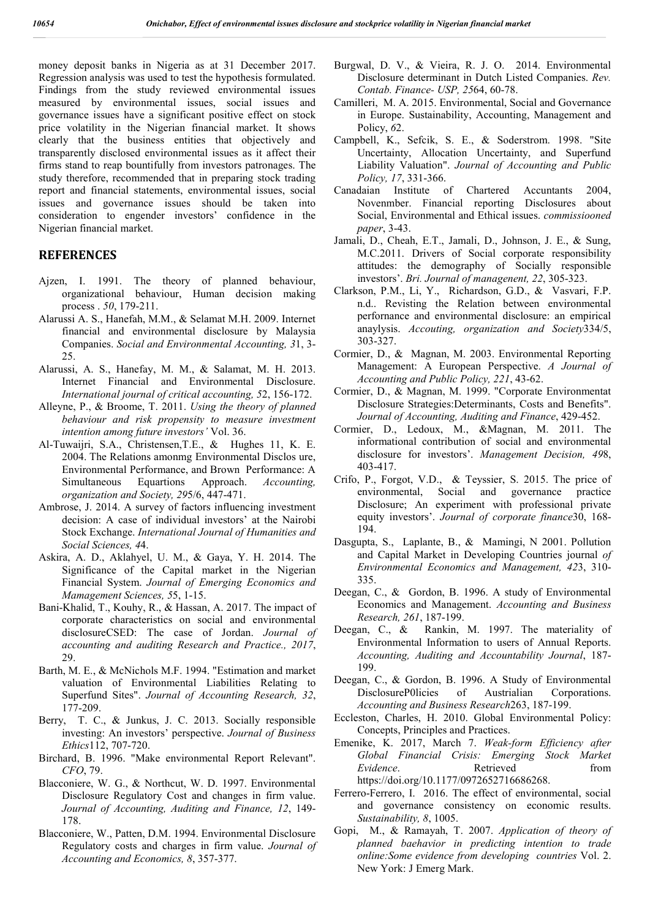money deposit banks in Nigeria as at 31 December 2017. Regression analysis was used to test the hypothesis formulated. Findings from the study reviewed environmental issues measured by environmental issues, social issues and governance issues have a significant positive effect on stock price volatility in the Nigerian financial market. It shows clearly that the business entities that objectively and transparently disclosed environmental issues as it affect their firms stand to reap bountifully from investors patronages. The study therefore, recommended that in preparing stock trading report and financial statements, environmental issues, social issues and governance issues should be taken into consideration to engender investors' confidence in the Nigerian financial market.

## REFERENCES

Ajzen, I. 1991. The theory of planned behaviour, organizational behaviour, Human decision making process . *50*, 179-211.

Alarussi A. S., Hanefah, M.M., & Selamat M.H. 2009. Internet financial and environmental disclosure by Malaysia Companies. *Social and Environmental Accounting, 3*1, 3-25.

Alarussi, A. S., Hanefay, M. M., & Salamat, M. H. 2013. Internet Financial and Environmental Disclosure. *International journal of critical accounting, 5*2, 156-172.

Alleyne, P., & Broome, T. 2011. *Using the theory of planned behaviour and risk propensity to measure investment intention among future investors'* Vol. 36.

Al-Tuwaijri, S.A., Christensen,T.E., & Hughes 11, K. E. 2004. The Relations amonmg Environmental Disclos ure, Environmental Performance, and Brown Performance: A Simultaneous Equartions Approach. *Accounting, organization and Society, 29*5/6, 447-471.

Ambrose, J. 2014. A survey of factors influencing investment decision: A case of individual investors' at the Nairobi Stock Exchange. *International Journal of Humanities and Social Sciences, 4*4.

Askira, A. D., Aklahyel, U. M., & Gaya, Y. H. 2014. The Significance of the Capital market in the Nigerian Financial System. *Journal of Emerging Economics and Mamagement Sciences, 5*5, 1-15.

Bani-Khalid, T., Kouhy, R., & Hassan, A. 2017. The impact of corporate characteristics on social and environmental disclosureCSED: The case of Jordan. *Journal of accounting and auditing Research and Practice., 2017*, 29.

Barth, M. E., & McNichols M.F. 1994. "Estimation and market valuation of Environmental Liabilities Relating to Superfund Sites". *Journal of Accounting Research, 32*, 177-209.

Berry, T. C., & Junkus, J. C. 2013. Socially responsible investing: An investors' perspective. *Journal of Business Ethics*112, 707-720.

Birchard, B. 1996. "Make environmental Report Relevant". *CFO*, 79.

Blacconiere, W. G., & Northcut, W. D. 1997. Environmental Disclosure Regulatory Cost and changes in firm value. *Journal of Accounting, Auditing and Finance, 12*, 149-178.

Blacconiere, W., Patten, D.M. 1994. Environmental Disclosure Regulatory costs and charges in firm value. *Journal of Accounting and Economics, 8*, 357-377.

Burgwal, D. V., & Vieira, R. J. O. 2014. Environmental Disclosure determinant in Dutch Listed Companies. *Rev. Contab. Finance- USP, 25*64, 60-78.

Camilleri, M. A. 2015. Environmental, Social and Governance in Europe. Sustainability, Accounting, Management and Policy, *6*2.

Campbell, K., Sefcik, S. E., & Soderstrom. 1998. "Site Uncertainty, Allocation Uncertainty, and Superfund Liability Valuation". *Journal of Accounting and Public Policy, 17*, 331-366.

Canadaian Institute of Chartered Accuntants 2004, Novenmber. Financial reporting Disclosures about Social, Environmental and Ethical issues. *commissiooned paper*, 3-43.

Jamali, D., Cheah, E.T., Jamali, D., Johnson, J. E., & Sung, M.C.2011. Drivers of Social corporate responsibility attitudes: the demography of Socially responsible investors'. *Bri. Journal of management, 22*, 305-323.

Clarkson, P.M., Li, Y., Richardson, G.D., & Vasvari, F.P. n.d.. Revisting the Relation between environmental perfornance and environmental disclosure: an empirical anaylysis. *Accouting, organization and Society*334/5, 303-327.

Cormier, D., & Magnan, M. 2003. Environmental Reporting Management: A European Perspective. *A Journal of Accounting and Public Policy, 221*, 43-62.

Cormier, D., & Magnan, M. 1999. "Corporate Environmentat Disclosure Strategies:Determinants, Costs and Benefits". *Journal of Accounting, Auditing and Finance*, 429-452.

Cormier, D., Ledoux, M., &Magnan, M. 2011. The informational contribution of social and environmental disclosure for investors'. *Management Decision, 49*8, 403-417.

Crifo, P., Forgot, V.D., & Teyssier, S. 2015. The price of environmental, Social and governance practice Disclosure; An experiment with professional private equity investors'. *Journal of corporate finance*30, 168-194.

Dasgupta, S., Laplante, B., & Mamingi, N 2001. Pollution and Capital Market in Developing Countries journal *of Environmental Economics and Management, 42*3, 310-335.

Deegan, C., & Gordon, B. 1996. A study of Environmental Economics and Management. *Accounting and Business Research, 261*, 187-199.

Deegan, C., & Rankin, M. 1997. The materiality of Environmental Information to users of Annual Reports. *Accounting, Auditing and Accountability Journal*, 187-199.

Deegan, C., & Gordon, B. 1996. A Study of Environmental DisclosureP0licies of Austrialian Corporations. *Accounting and Business Research*263, 187-199.

Eccleston, Charles, H. 2010. Global Environmental Policy: Concepts, Principles and Practices.

Emenike, K. 2017, March 7. *Weak-form Efficiency after Global Financial Crisis: Emerging Stock Market Evidence*. Retrieved from https://doi.org/10.1177/0972652716686268.

Ferrero-Ferrero, I. 2016. The effect of environmental, social and governance consistency on economic results. *Sustainability, 8*, 1005.

Gopi, M., & Ramayah, T. 2007. *Application of theory of planned baehavior in predicting intention to trade online:Some evidence from developing countries* Vol. 2. New York: J Emerg Mark.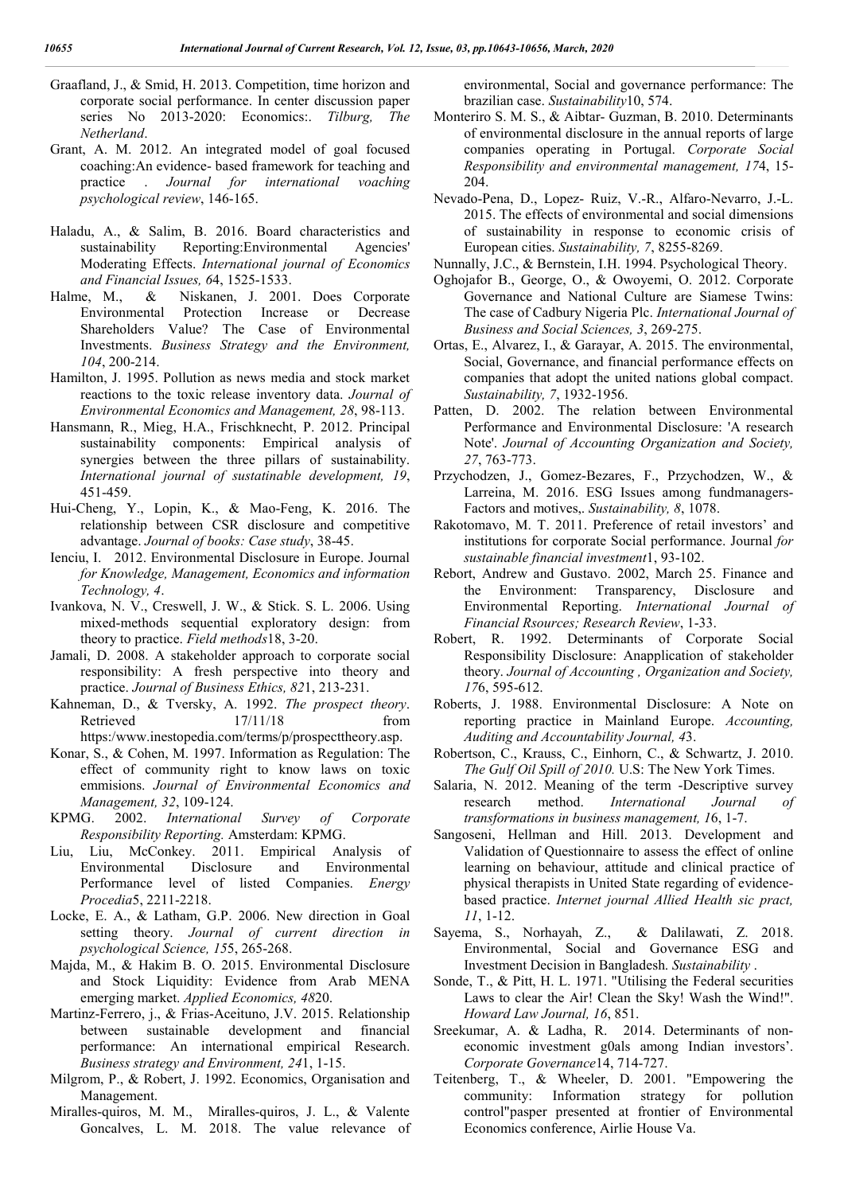Graafland, J., & Smid, H. 2013. Competition, time horizon and corporate social performance. In center discussion paper series No 2013-2020: Economics:. *Tilburg, The Netherland*.

Grant, A. M. 2012. An integrated model of goal focused coaching:An evidence- based framework for teaching and practice . *Journal for international voaching psychological review*, 146-165.

Haladu, A., & Salim, B. 2016. Board characteristics and sustainability Reporting:Environmental Agencies' Moderating Effects. *International journal of Economics and Financial Issues, 6*4, 1525-1533.

Halme, M., & Niskanen, J. 2001. Does Corporate Environmental Protection Increase or Decrease Shareholders Value? The Case of Environmental Investments. *Business Strategy and the Environment, 104*, 200-214.

Hamilton, J. 1995. Pollution as news media and stock market reactions to the toxic release inventory data. *Journal of Environmental Economics and Management, 28*, 98-113.

Hansmann, R., Mieg, H.A., Frischknecht, P. 2012. Principal sustainability components: Empirical analysis of synergies between the three pillars of sustainability. *International journal of sustatinable development, 19*, 451-459.

Hui-Cheng, Y., Lopin, K., & Mao-Feng, K. 2016. The relationship between CSR disclosure and competitive advantage. *Journal of books: Case study*, 38-45.

Ienciu, I. 2012. Environmental Disclosure in Europe. Journal *for Knowledge, Management, Economics and information Technology, 4*.

Ivankova, N. V., Creswell, J. W., & Stick. S. L. 2006. Using mixed-methods sequential exploratory design: from theory to practice. *Field methods*18, 3-20.

Jamali, D. 2008. A stakeholder approach to corporate social responsibility: A fresh perspective into theory and practice. *Journal of Business Ethics, 82*1, 213-231.

Kahneman, D., & Tversky, A. 1992. *The prospect theory*. Retrieved 17/11/18 from https:/www.inestopedia.com/terms/p/prospecttheory.asp.

Konar, S., & Cohen, M. 1997. Information as Regulation: The effect of community right to know laws on toxic emmisions. *Journal of Environmental Economics and Management, 32*, 109-124.

KPMG. 2002. *International Survey of Corporate Responsibility Reporting.* Amsterdam: KPMG.

Liu, Liu, McConkey. 2011. Empirical Analysis of Environmental Disclosure and Environmental Performance level of listed Companies. *Energy Procedia*5, 2211-2218.

Locke, E. A., & Latham, G.P. 2006. New direction in Goal setting theory. *Journal of current direction in psychological Science, 15*5, 265-268.

Majda, M., & Hakim B. O. 2015. Environmental Disclosure and Stock Liquidity: Evidence from Arab MENA emerging market. *Applied Economics, 48*20.

Martinz-Ferrero, j., & Frias-Aceituno, J.V. 2015. Relationship between sustainable development and financial performance: An international empirical Research. *Business strategy and Environment, 24*1, 1-15.

Milgrom, P., & Robert, J. 1992. Economics, Organisation and Management.

Miralles-quiros, M. M., Miralles-quiros, J. L., & Valente Goncalves, L. M. 2018. The value relevance of environmental, Social and governance performance: The brazilian case. *Sustainability*10, 574.

Monteriro S. M. S., & Aibtar- Guzman, B. 2010. Determinants of environmental disclosure in the annual reports of large companies operating in Portugal. *Corporate Social Responsibility and environmental management, 17*4, 15-204.

Nevado-Pena, D., Lopez- Ruiz, V.-R., Alfaro-Nevarro, J.-L. 2015. The effects of environmental and social dimensions of sustainability in response to economic crisis of European cities. *Sustainability, 7*, 8255-8269.

Nunnally, J.C., & Bernstein, I.H. 1994. Psychological Theory.

Oghojafor B., George, O., & Owoyemi, O. 2012. Corporate Governance and National Culture are Siamese Twins: The case of Cadbury Nigeria Plc. *International Journal of Business and Social Sciences, 3*, 269-275.

Ortas, E., Alvarez, I., & Garayar, A. 2015. The environmental, Social, Governance, and financial performance effects on companies that adopt the united nations global compact. *Sustainability, 7*, 1932-1956.

Patten, D. 2002. The relation between Environmental Performance and Environmental Disclosure: 'A research Note'. *Journal of Accounting Organization and Society, 27*, 763-773.

Przychodzen, J., Gomez-Bezares, F., Przychodzen, W., & Larreina, M. 2016. ESG Issues among fundmanagers-Factors and motives,. *Sustainability, 8*, 1078.

Rakotomavo, M. T. 2011. Preference of retail investors' and institutions for corporate Social performance. Journal *for sustainable financial investment*1, 93-102.

Rebort, Andrew and Gustavo. 2002, March 25. Finance and the Environment: Transparency, Disclosure and Environmental Reporting. *International Journal of Financial Rsources; Research Review*, 1-33.

Robert, R. 1992. Determinants of Corporate Social Responsibility Disclosure: Anapplication of stakeholder theory. *Journal of Accounting , Organization and Society, 17*6, 595-612.

Roberts, J. 1988. Environmental Disclosure: A Note on reporting practice in Mainland Europe. *Accounting, Auditing and Accountability Journal, 4*3.

Robertson, C., Krauss, C., Einhorn, C., & Schwartz, J. 2010. *The Gulf Oil Spill of 2010.* U.S: The New York Times.

Salaria, N. 2012. Meaning of the term -Descriptive survey research method. *International Journal of transformations in business management, 1*6, 1-7.

Sangoseni, Hellman and Hill. 2013. Development and Validation of Questionnaire to assess the effect of online learning on behaviour, attitude and clinical practice of physical therapists in United State regarding of evidence-based practice. *Internet journal Allied Health sic pract, 11*, 1-12.

Sayema, S., Norhayah, Z., & Dalilawati, Z. 2018. Environmental, Social and Governance ESG and Investment Decision in Bangladesh. *Sustainability* .

Sonde, T., & Pitt, H. L. 1971. "Utilising the Federal securities Laws to clear the Air! Clean the Sky! Wash the Wind!". *Howard Law Journal, 16*, 851.

Sreekumar, A. & Ladha, R. 2014. Determinants of non-economic investment g0als among Indian investors'. *Corporate Governance*14, 714-727.

Teitenberg, T., & Wheeler, D. 2001. "Empowering the community: Information strategy for pollution control"pasper presented at frontier of Environmental Economics conference, Airlie House Va.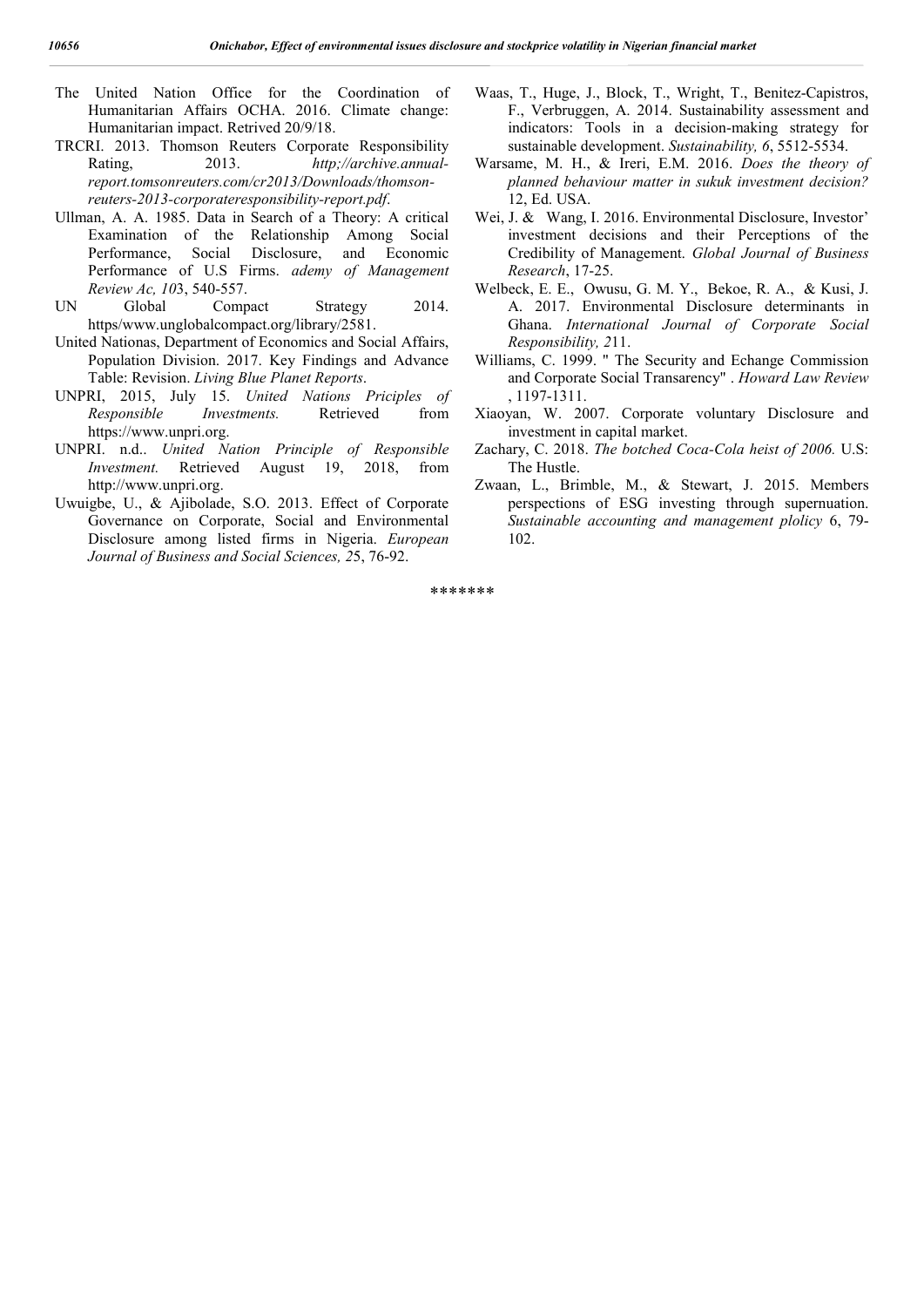The United Nation Office for the Coordination of Humanitarian Affairs OCHA. 2016. Climate change: Humanitarian impact. Retrived 20/9/18.

TRCRI. 2013. Thomson Reuters Corporate Responsibility Rating, 2013. *http;//archive.annual-report.tomsonreuters.com/cr2013/Downloads/thomson-reuters-2013-corporateresponsibility-report.pdf*.

Ullman, A. A. 1985. Data in Search of a Theory: A critical Examination of the Relationship Among Social Performance, Social Disclosure, and Economic Performance of U.S Firms. *ademy of Management Review Ac, 10*3, 540-557.

UN Global Compact Strategy 2014. https/www.unglobalcompact.org/library/2581.

United Nationas, Department of Economics and Social Affairs, Population Division. 2017. Key Findings and Advance Table: Revision. *Living Blue Planet Reports*.

UNPRI, 2015, July 15. *United Nations Priciples of Responsible Investments.* Retrieved from https://www.unpri.org.

UNPRI. n.d.. *United Nation Principle of Responsible Investment.* Retrieved August 19, 2018, from http://www.unpri.org.

Uwuigbe, U., & Ajibolade, S.O. 2013. Effect of Corporate Governance on Corporate, Social and Environmental Disclosure among listed firms in Nigeria. *European Journal of Business and Social Sciences, 2*5, 76-92.

Waas, T., Huge, J., Block, T., Wright, T., Benitez-Capistros, F., Verbruggen, A. 2014. Sustainability assessment and indicators: Tools in a decision-making strategy for sustainable development. *Sustainability, 6*, 5512-5534.

Warsame, M. H., & Ireri, E.M. 2016. *Does the theory of planned behaviour matter in sukuk investment decision?* 12, Ed. USA.

Wei, J. & Wang, I. 2016. Environmental Disclosure, Investor' investment decisions and their Perceptions of the Credibility of Management. *Global Journal of Business Research*, 17-25.

Welbeck, E. E., Owusu, G. M. Y., Bekoe, R. A., & Kusi, J. A. 2017. Environmental Disclosure determinants in Ghana. *International Journal of Corporate Social Responsibility, 2*11.

Williams, C. 1999. " The Security and Echange Commission and Corporate Social Transarency" . *Howard Law Review* , 1197-1311.

Xiaoyan, W. 2007. Corporate voluntary Disclosure and investment in capital market.

Zachary, C. 2018. *The botched Coca-Cola heist of 2006.* U.S: The Hustle.

Zwaan, L., Brimble, M., & Stewart, J. 2015. Members perspections of ESG investing through supernuation. *Sustainable accounting and management plolicy* 6, 79-102.

*******